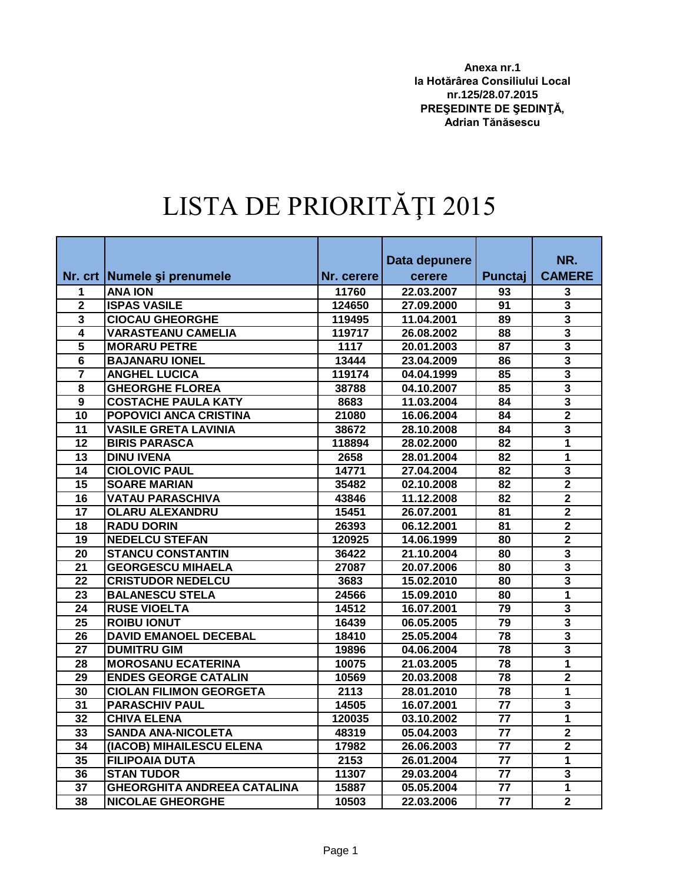**Anexa nr.1**
**la Hotărârea Consiliului Local**
**nr.125/28.07.2015**
**PREŞEDINTE DE ŞEDINŢĂ,**
**Adrian Tănăsescu**

# LISTA DE PRIORITĂŢI 2015

| Nr. crt | Numele şi prenumele | Nr. cerere | Data depunere cerere | Punctaj | NR. CAMERE |
|---|---|---|---|---|---|
| 1 | ANA ION | 11760 | 22.03.2007 | 93 | 3 |
| 2 | ISPAS VASILE | 124650 | 27.09.2000 | 91 | 3 |
| 3 | CIOCAU GHEORGHE | 119495 | 11.04.2001 | 89 | 3 |
| 4 | VARASTEANU CAMELIA | 119717 | 26.08.2002 | 88 | 3 |
| 5 | MORARU PETRE | 1117 | 20.01.2003 | 87 | 3 |
| 6 | BAJANARU IONEL | 13444 | 23.04.2009 | 86 | 3 |
| 7 | ANGHEL LUCICA | 119174 | 04.04.1999 | 85 | 3 |
| 8 | GHEORGHE FLOREA | 38788 | 04.10.2007 | 85 | 3 |
| 9 | COSTACHE PAULA KATY | 8683 | 11.03.2004 | 84 | 3 |
| 10 | POPOVICI ANCA CRISTINA | 21080 | 16.06.2004 | 84 | 2 |
| 11 | VASILE GRETA LAVINIA | 38672 | 28.10.2008 | 84 | 3 |
| 12 | BIRIS PARASCA | 118894 | 28.02.2000 | 82 | 1 |
| 13 | DINU IVENA | 2658 | 28.01.2004 | 82 | 1 |
| 14 | CIOLOVIC PAUL | 14771 | 27.04.2004 | 82 | 3 |
| 15 | SOARE MARIAN | 35482 | 02.10.2008 | 82 | 2 |
| 16 | VATAU PARASCHIVA | 43846 | 11.12.2008 | 82 | 2 |
| 17 | OLARU ALEXANDRU | 15451 | 26.07.2001 | 81 | 2 |
| 18 | RADU DORIN | 26393 | 06.12.2001 | 81 | 2 |
| 19 | NEDELCU STEFAN | 120925 | 14.06.1999 | 80 | 2 |
| 20 | STANCU CONSTANTIN | 36422 | 21.10.2004 | 80 | 3 |
| 21 | GEORGESCU MIHAELA | 27087 | 20.07.2006 | 80 | 3 |
| 22 | CRISTUDOR NEDELCU | 3683 | 15.02.2010 | 80 | 3 |
| 23 | BALANESCU STELA | 24566 | 15.09.2010 | 80 | 1 |
| 24 | RUSE VIOELTA | 14512 | 16.07.2001 | 79 | 3 |
| 25 | ROIBU IONUT | 16439 | 06.05.2005 | 79 | 3 |
| 26 | DAVID EMANOEL DECEBAL | 18410 | 25.05.2004 | 78 | 3 |
| 27 | DUMITRU GIM | 19896 | 04.06.2004 | 78 | 3 |
| 28 | MOROSANU ECATERINA | 10075 | 21.03.2005 | 78 | 1 |
| 29 | ENDES GEORGE CATALIN | 10569 | 20.03.2008 | 78 | 2 |
| 30 | CIOLAN FILIMON GEORGETA | 2113 | 28.01.2010 | 78 | 1 |
| 31 | PARASCHIV PAUL | 14505 | 16.07.2001 | 77 | 3 |
| 32 | CHIVA ELENA | 120035 | 03.10.2002 | 77 | 1 |
| 33 | SANDA ANA-NICOLETA | 48319 | 05.04.2003 | 77 | 2 |
| 34 | (IACOB) MIHAILESCU ELENA | 17982 | 26.06.2003 | 77 | 2 |
| 35 | FILIPOAIA DUTA | 2153 | 26.01.2004 | 77 | 1 |
| 36 | STAN TUDOR | 11307 | 29.03.2004 | 77 | 3 |
| 37 | GHEORGHITA ANDREEA CATALINA | 15887 | 05.05.2004 | 77 | 1 |
| 38 | NICOLAE GHEORGHE | 10503 | 22.03.2006 | 77 | 2 |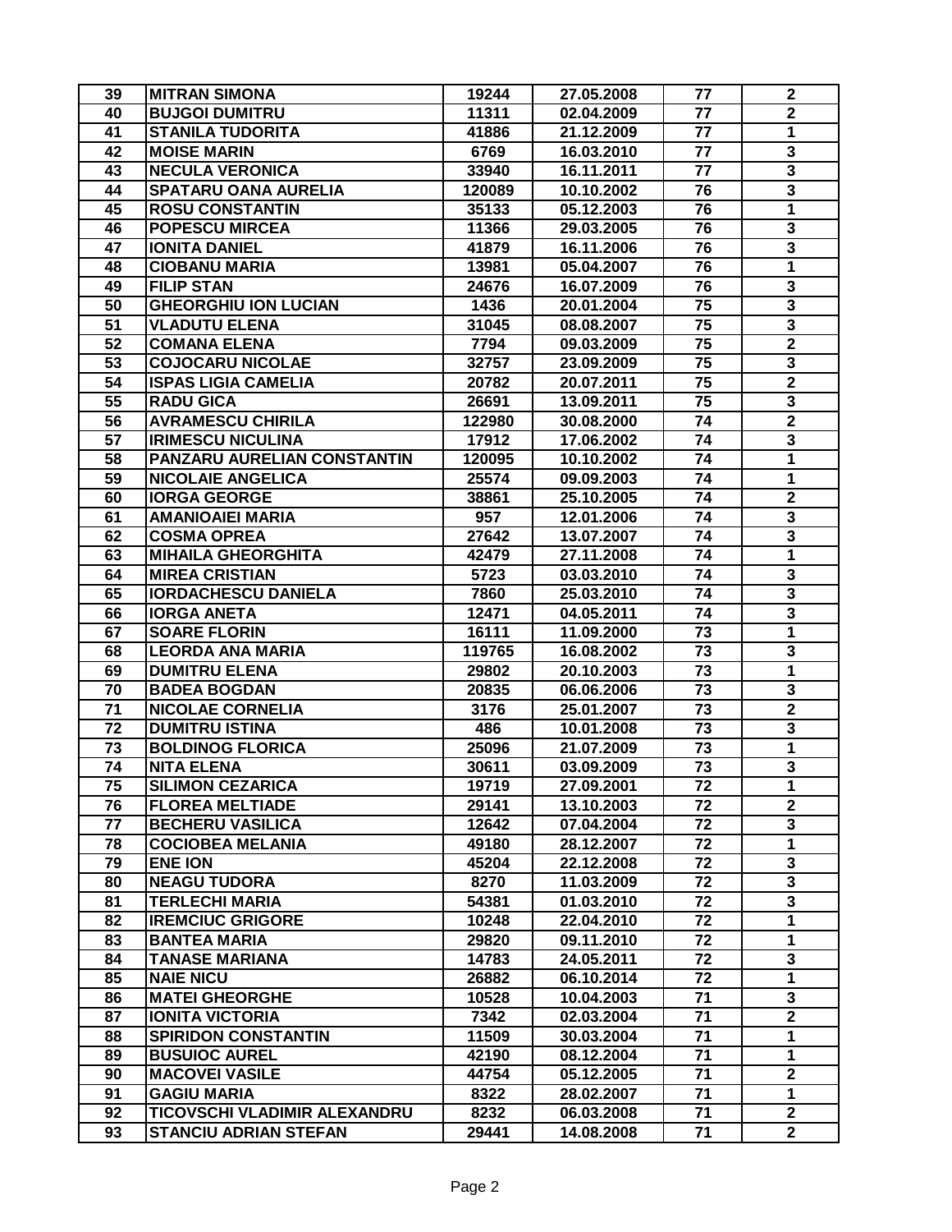| 39 | MITRAN SIMONA | 19244 | 27.05.2008 | 77 | 2 |
|---|---|---|---|---|---|
| 40 | BUJGOI DUMITRU | 11311 | 02.04.2009 | 77 | 2 |
| 41 | STANILA TUDORITA | 41886 | 21.12.2009 | 77 | 1 |
| 42 | MOISE MARIN | 6769 | 16.03.2010 | 77 | 3 |
| 43 | NECULA VERONICA | 33940 | 16.11.2011 | 77 | 3 |
| 44 | SPATARU OANA AURELIA | 120089 | 10.10.2002 | 76 | 3 |
| 45 | ROSU CONSTANTIN | 35133 | 05.12.2003 | 76 | 1 |
| 46 | POPESCU MIRCEA | 11366 | 29.03.2005 | 76 | 3 |
| 47 | IONITA DANIEL | 41879 | 16.11.2006 | 76 | 3 |
| 48 | CIOBANU MARIA | 13981 | 05.04.2007 | 76 | 1 |
| 49 | FILIP STAN | 24676 | 16.07.2009 | 76 | 3 |
| 50 | GHEORGHIU ION LUCIAN | 1436 | 20.01.2004 | 75 | 3 |
| 51 | VLADUTU ELENA | 31045 | 08.08.2007 | 75 | 3 |
| 52 | COMANA ELENA | 7794 | 09.03.2009 | 75 | 2 |
| 53 | COJOCARU NICOLAE | 32757 | 23.09.2009 | 75 | 3 |
| 54 | ISPAS LIGIA CAMELIA | 20782 | 20.07.2011 | 75 | 2 |
| 55 | RADU GICA | 26691 | 13.09.2011 | 75 | 3 |
| 56 | AVRAMESCU CHIRILA | 122980 | 30.08.2000 | 74 | 2 |
| 57 | IRIMESCU NICULINA | 17912 | 17.06.2002 | 74 | 3 |
| 58 | PANZARU AURELIAN CONSTANTIN | 120095 | 10.10.2002 | 74 | 1 |
| 59 | NICOLAIE ANGELICA | 25574 | 09.09.2003 | 74 | 1 |
| 60 | IORGA GEORGE | 38861 | 25.10.2005 | 74 | 2 |
| 61 | AMANIOAIEI MARIA | 957 | 12.01.2006 | 74 | 3 |
| 62 | COSMA OPREA | 27642 | 13.07.2007 | 74 | 3 |
| 63 | MIHAILA GHEORGHITA | 42479 | 27.11.2008 | 74 | 1 |
| 64 | MIREA CRISTIAN | 5723 | 03.03.2010 | 74 | 3 |
| 65 | IORDACHESCU DANIELA | 7860 | 25.03.2010 | 74 | 3 |
| 66 | IORGA ANETA | 12471 | 04.05.2011 | 74 | 3 |
| 67 | SOARE FLORIN | 16111 | 11.09.2000 | 73 | 1 |
| 68 | LEORDA ANA MARIA | 119765 | 16.08.2002 | 73 | 3 |
| 69 | DUMITRU ELENA | 29802 | 20.10.2003 | 73 | 1 |
| 70 | BADEA BOGDAN | 20835 | 06.06.2006 | 73 | 3 |
| 71 | NICOLAE CORNELIA | 3176 | 25.01.2007 | 73 | 2 |
| 72 | DUMITRU ISTINA | 486 | 10.01.2008 | 73 | 3 |
| 73 | BOLDINOG FLORICA | 25096 | 21.07.2009 | 73 | 1 |
| 74 | NITA ELENA | 30611 | 03.09.2009 | 73 | 3 |
| 75 | SILIMON CEZARICA | 19719 | 27.09.2001 | 72 | 1 |
| 76 | FLOREA MELTIADE | 29141 | 13.10.2003 | 72 | 2 |
| 77 | BECHERU VASILICA | 12642 | 07.04.2004 | 72 | 3 |
| 78 | COCIOBEA MELANIA | 49180 | 28.12.2007 | 72 | 1 |
| 79 | ENE ION | 45204 | 22.12.2008 | 72 | 3 |
| 80 | NEAGU TUDORA | 8270 | 11.03.2009 | 72 | 3 |
| 81 | TERLECHI MARIA | 54381 | 01.03.2010 | 72 | 3 |
| 82 | IREMCIUC GRIGORE | 10248 | 22.04.2010 | 72 | 1 |
| 83 | BANTEA MARIA | 29820 | 09.11.2010 | 72 | 1 |
| 84 | TANASE MARIANA | 14783 | 24.05.2011 | 72 | 3 |
| 85 | NAIE NICU | 26882 | 06.10.2014 | 72 | 1 |
| 86 | MATEI GHEORGHE | 10528 | 10.04.2003 | 71 | 3 |
| 87 | IONITA VICTORIA | 7342 | 02.03.2004 | 71 | 2 |
| 88 | SPIRIDON CONSTANTIN | 11509 | 30.03.2004 | 71 | 1 |
| 89 | BUSUIOC AUREL | 42190 | 08.12.2004 | 71 | 1 |
| 90 | MACOVEI VASILE | 44754 | 05.12.2005 | 71 | 2 |
| 91 | GAGIU MARIA | 8322 | 28.02.2007 | 71 | 1 |
| 92 | TICOVSCHI VLADIMIR ALEXANDRU | 8232 | 06.03.2008 | 71 | 2 |
| 93 | STANCIU ADRIAN STEFAN | 29441 | 14.08.2008 | 71 | 2 |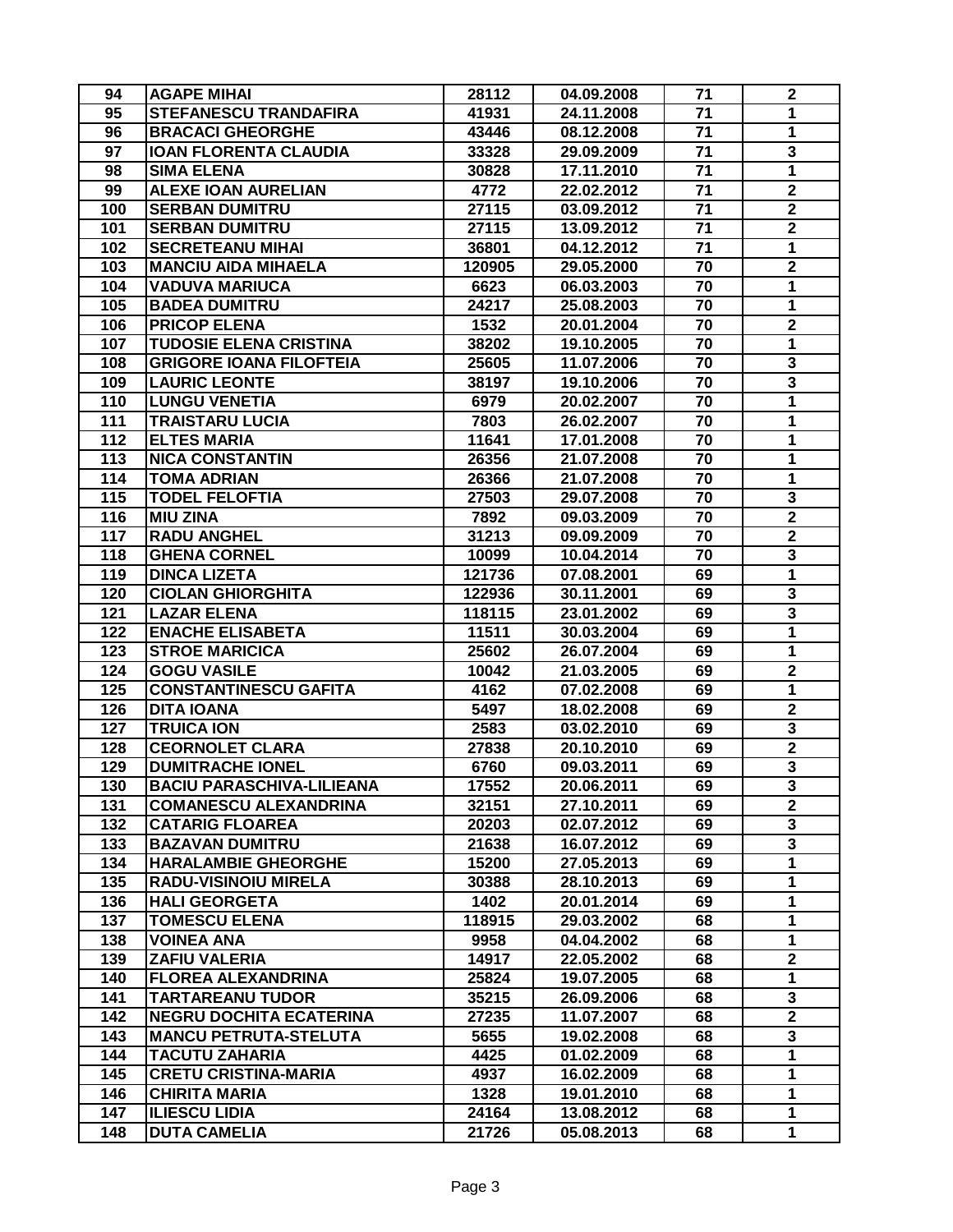| | | | | | |
|---|---|---|---|---|---|
| 94 | AGAPE MIHAI | 28112 | 04.09.2008 | 71 | 2 |
| 95 | STEFANESCU TRANDAFIRA | 41931 | 24.11.2008 | 71 | 1 |
| 96 | BRACACI GHEORGHE | 43446 | 08.12.2008 | 71 | 1 |
| 97 | IOAN FLORENTA CLAUDIA | 33328 | 29.09.2009 | 71 | 3 |
| 98 | SIMA ELENA | 30828 | 17.11.2010 | 71 | 1 |
| 99 | ALEXE IOAN AURELIAN | 4772 | 22.02.2012 | 71 | 2 |
| 100 | SERBAN DUMITRU | 27115 | 03.09.2012 | 71 | 2 |
| 101 | SERBAN DUMITRU | 27115 | 13.09.2012 | 71 | 2 |
| 102 | SECRETEANU MIHAI | 36801 | 04.12.2012 | 71 | 1 |
| 103 | MANCIU AIDA MIHAELA | 120905 | 29.05.2000 | 70 | 2 |
| 104 | VADUVA MARIUCA | 6623 | 06.03.2003 | 70 | 1 |
| 105 | BADEA DUMITRU | 24217 | 25.08.2003 | 70 | 1 |
| 106 | PRICOP ELENA | 1532 | 20.01.2004 | 70 | 2 |
| 107 | TUDOSIE ELENA CRISTINA | 38202 | 19.10.2005 | 70 | 1 |
| 108 | GRIGORE IOANA FILOFTEIA | 25605 | 11.07.2006 | 70 | 3 |
| 109 | LAURIC LEONTE | 38197 | 19.10.2006 | 70 | 3 |
| 110 | LUNGU VENETIA | 6979 | 20.02.2007 | 70 | 1 |
| 111 | TRAISTARU LUCIA | 7803 | 26.02.2007 | 70 | 1 |
| 112 | ELTES MARIA | 11641 | 17.01.2008 | 70 | 1 |
| 113 | NICA CONSTANTIN | 26356 | 21.07.2008 | 70 | 1 |
| 114 | TOMA ADRIAN | 26366 | 21.07.2008 | 70 | 1 |
| 115 | TODEL FELOFTIA | 27503 | 29.07.2008 | 70 | 3 |
| 116 | MIU ZINA | 7892 | 09.03.2009 | 70 | 2 |
| 117 | RADU ANGHEL | 31213 | 09.09.2009 | 70 | 2 |
| 118 | GHENA CORNEL | 10099 | 10.04.2014 | 70 | 3 |
| 119 | DINCA LIZETA | 121736 | 07.08.2001 | 69 | 1 |
| 120 | CIOLAN GHIORGHITA | 122936 | 30.11.2001 | 69 | 3 |
| 121 | LAZAR ELENA | 118115 | 23.01.2002 | 69 | 3 |
| 122 | ENACHE ELISABETA | 11511 | 30.03.2004 | 69 | 1 |
| 123 | STROE MARICICA | 25602 | 26.07.2004 | 69 | 1 |
| 124 | GOGU VASILE | 10042 | 21.03.2005 | 69 | 2 |
| 125 | CONSTANTINESCU GAFITA | 4162 | 07.02.2008 | 69 | 1 |
| 126 | DITA IOANA | 5497 | 18.02.2008 | 69 | 2 |
| 127 | TRUICA ION | 2583 | 03.02.2010 | 69 | 3 |
| 128 | CEORNOLET CLARA | 27838 | 20.10.2010 | 69 | 2 |
| 129 | DUMITRACHE IONEL | 6760 | 09.03.2011 | 69 | 3 |
| 130 | BACIU PARASCHIVA-LILIEANA | 17552 | 20.06.2011 | 69 | 3 |
| 131 | COMANESCU ALEXANDRINA | 32151 | 27.10.2011 | 69 | 2 |
| 132 | CATARIG FLOAREA | 20203 | 02.07.2012 | 69 | 3 |
| 133 | BAZAVAN DUMITRU | 21638 | 16.07.2012 | 69 | 3 |
| 134 | HARALAMBIE GHEORGHE | 15200 | 27.05.2013 | 69 | 1 |
| 135 | RADU-VISINOIU MIRELA | 30388 | 28.10.2013 | 69 | 1 |
| 136 | HALI GEORGETA | 1402 | 20.01.2014 | 69 | 1 |
| 137 | TOMESCU ELENA | 118915 | 29.03.2002 | 68 | 1 |
| 138 | VOINEA ANA | 9958 | 04.04.2002 | 68 | 1 |
| 139 | ZAFIU VALERIA | 14917 | 22.05.2002 | 68 | 2 |
| 140 | FLOREA ALEXANDRINA | 25824 | 19.07.2005 | 68 | 1 |
| 141 | TARTAREANU TUDOR | 35215 | 26.09.2006 | 68 | 3 |
| 142 | NEGRU DOCHITA ECATERINA | 27235 | 11.07.2007 | 68 | 2 |
| 143 | MANCU PETRUTA-STELUTA | 5655 | 19.02.2008 | 68 | 3 |
| 144 | TACUTU ZAHARIA | 4425 | 01.02.2009 | 68 | 1 |
| 145 | CRETU CRISTINA-MARIA | 4937 | 16.02.2009 | 68 | 1 |
| 146 | CHIRITA MARIA | 1328 | 19.01.2010 | 68 | 1 |
| 147 | ILIESCU LIDIA | 24164 | 13.08.2012 | 68 | 1 |
| 148 | DUTA CAMELIA | 21726 | 05.08.2013 | 68 | 1 |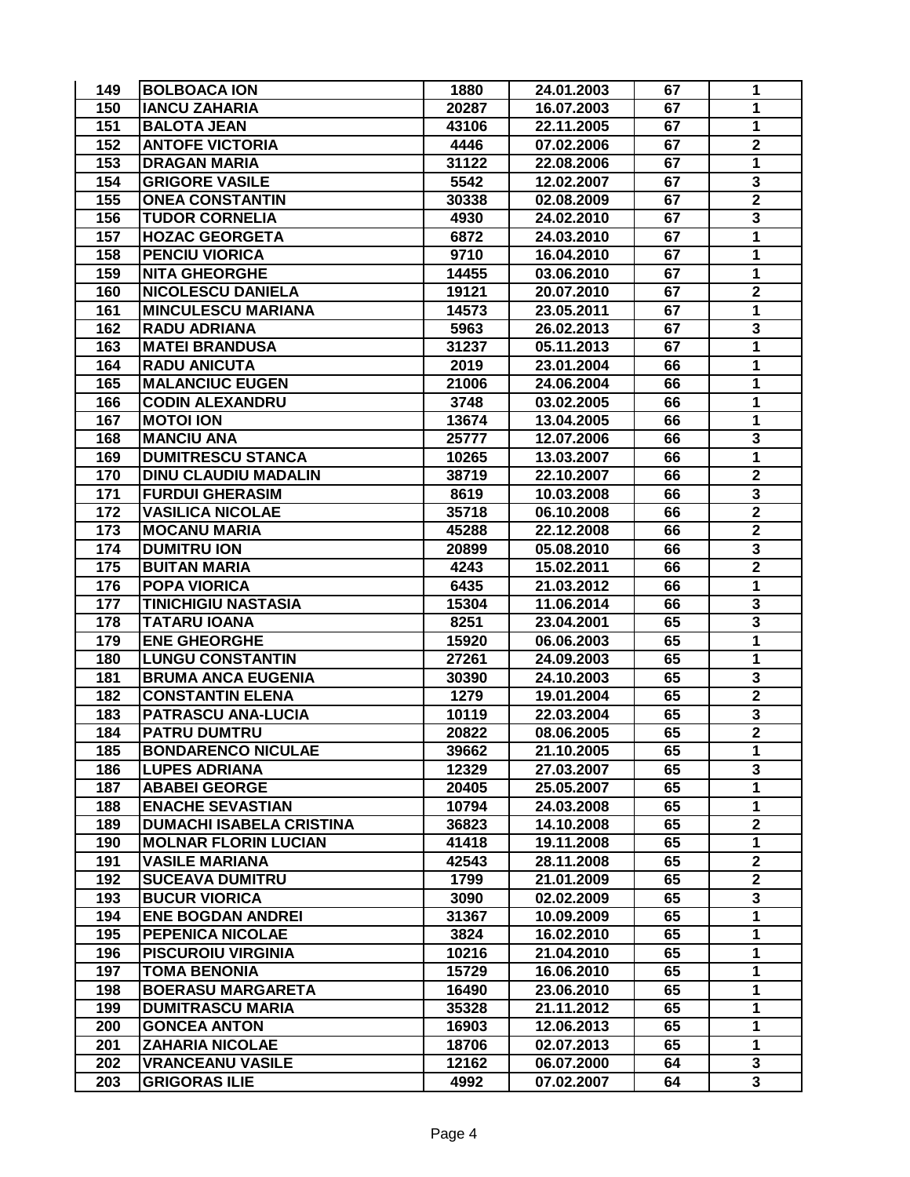| | | | | | |
|---|---|---|---|---|---|
| 149 | BOLBOACA ION | 1880 | 24.01.2003 | 67 | 1 |
| 150 | IANCU ZAHARIA | 20287 | 16.07.2003 | 67 | 1 |
| 151 | BALOTA JEAN | 43106 | 22.11.2005 | 67 | 1 |
| 152 | ANTOFE VICTORIA | 4446 | 07.02.2006 | 67 | 2 |
| 153 | DRAGAN MARIA | 31122 | 22.08.2006 | 67 | 1 |
| 154 | GRIGORE VASILE | 5542 | 12.02.2007 | 67 | 3 |
| 155 | ONEA CONSTANTIN | 30338 | 02.08.2009 | 67 | 2 |
| 156 | TUDOR CORNELIA | 4930 | 24.02.2010 | 67 | 3 |
| 157 | HOZAC GEORGETA | 6872 | 24.03.2010 | 67 | 1 |
| 158 | PENCIU VIORICA | 9710 | 16.04.2010 | 67 | 1 |
| 159 | NITA GHEORGHE | 14455 | 03.06.2010 | 67 | 1 |
| 160 | NICOLESCU DANIELA | 19121 | 20.07.2010 | 67 | 2 |
| 161 | MINCULESCU MARIANA | 14573 | 23.05.2011 | 67 | 1 |
| 162 | RADU ADRIANA | 5963 | 26.02.2013 | 67 | 3 |
| 163 | MATEI BRANDUSA | 31237 | 05.11.2013 | 67 | 1 |
| 164 | RADU ANICUTA | 2019 | 23.01.2004 | 66 | 1 |
| 165 | MALANCIUC EUGEN | 21006 | 24.06.2004 | 66 | 1 |
| 166 | CODIN ALEXANDRU | 3748 | 03.02.2005 | 66 | 1 |
| 167 | MOTOI ION | 13674 | 13.04.2005 | 66 | 1 |
| 168 | MANCIU ANA | 25777 | 12.07.2006 | 66 | 3 |
| 169 | DUMITRESCU STANCA | 10265 | 13.03.2007 | 66 | 1 |
| 170 | DINU CLAUDIU MADALIN | 38719 | 22.10.2007 | 66 | 2 |
| 171 | FURDUI GHERASIM | 8619 | 10.03.2008 | 66 | 3 |
| 172 | VASILICA NICOLAE | 35718 | 06.10.2008 | 66 | 2 |
| 173 | MOCANU MARIA | 45288 | 22.12.2008 | 66 | 2 |
| 174 | DUMITRU ION | 20899 | 05.08.2010 | 66 | 3 |
| 175 | BUITAN MARIA | 4243 | 15.02.2011 | 66 | 2 |
| 176 | POPA VIORICA | 6435 | 21.03.2012 | 66 | 1 |
| 177 | TINICHIGIU NASTASIA | 15304 | 11.06.2014 | 66 | 3 |
| 178 | TATARU IOANA | 8251 | 23.04.2001 | 65 | 3 |
| 179 | ENE GHEORGHE | 15920 | 06.06.2003 | 65 | 1 |
| 180 | LUNGU CONSTANTIN | 27261 | 24.09.2003 | 65 | 1 |
| 181 | BRUMA ANCA EUGENIA | 30390 | 24.10.2003 | 65 | 3 |
| 182 | CONSTANTIN ELENA | 1279 | 19.01.2004 | 65 | 2 |
| 183 | PATRASCU ANA-LUCIA | 10119 | 22.03.2004 | 65 | 3 |
| 184 | PATRU DUMTRU | 20822 | 08.06.2005 | 65 | 2 |
| 185 | BONDARENCO NICULAE | 39662 | 21.10.2005 | 65 | 1 |
| 186 | LUPES ADRIANA | 12329 | 27.03.2007 | 65 | 3 |
| 187 | ABABEI GEORGE | 20405 | 25.05.2007 | 65 | 1 |
| 188 | ENACHE SEVASTIAN | 10794 | 24.03.2008 | 65 | 1 |
| 189 | DUMACHI ISABELA CRISTINA | 36823 | 14.10.2008 | 65 | 2 |
| 190 | MOLNAR FLORIN LUCIAN | 41418 | 19.11.2008 | 65 | 1 |
| 191 | VASILE MARIANA | 42543 | 28.11.2008 | 65 | 2 |
| 192 | SUCEAVA DUMITRU | 1799 | 21.01.2009 | 65 | 2 |
| 193 | BUCUR VIORICA | 3090 | 02.02.2009 | 65 | 3 |
| 194 | ENE BOGDAN ANDREI | 31367 | 10.09.2009 | 65 | 1 |
| 195 | PEPENICA NICOLAE | 3824 | 16.02.2010 | 65 | 1 |
| 196 | PISCUROIU VIRGINIA | 10216 | 21.04.2010 | 65 | 1 |
| 197 | TOMA BENONIA | 15729 | 16.06.2010 | 65 | 1 |
| 198 | BOERASU MARGARETA | 16490 | 23.06.2010 | 65 | 1 |
| 199 | DUMITRASCU MARIA | 35328 | 21.11.2012 | 65 | 1 |
| 200 | GONCEA ANTON | 16903 | 12.06.2013 | 65 | 1 |
| 201 | ZAHARIA NICOLAE | 18706 | 02.07.2013 | 65 | 1 |
| 202 | VRANCEANU VASILE | 12162 | 06.07.2000 | 64 | 3 |
| 203 | GRIGORAS ILIE | 4992 | 07.02.2007 | 64 | 3 |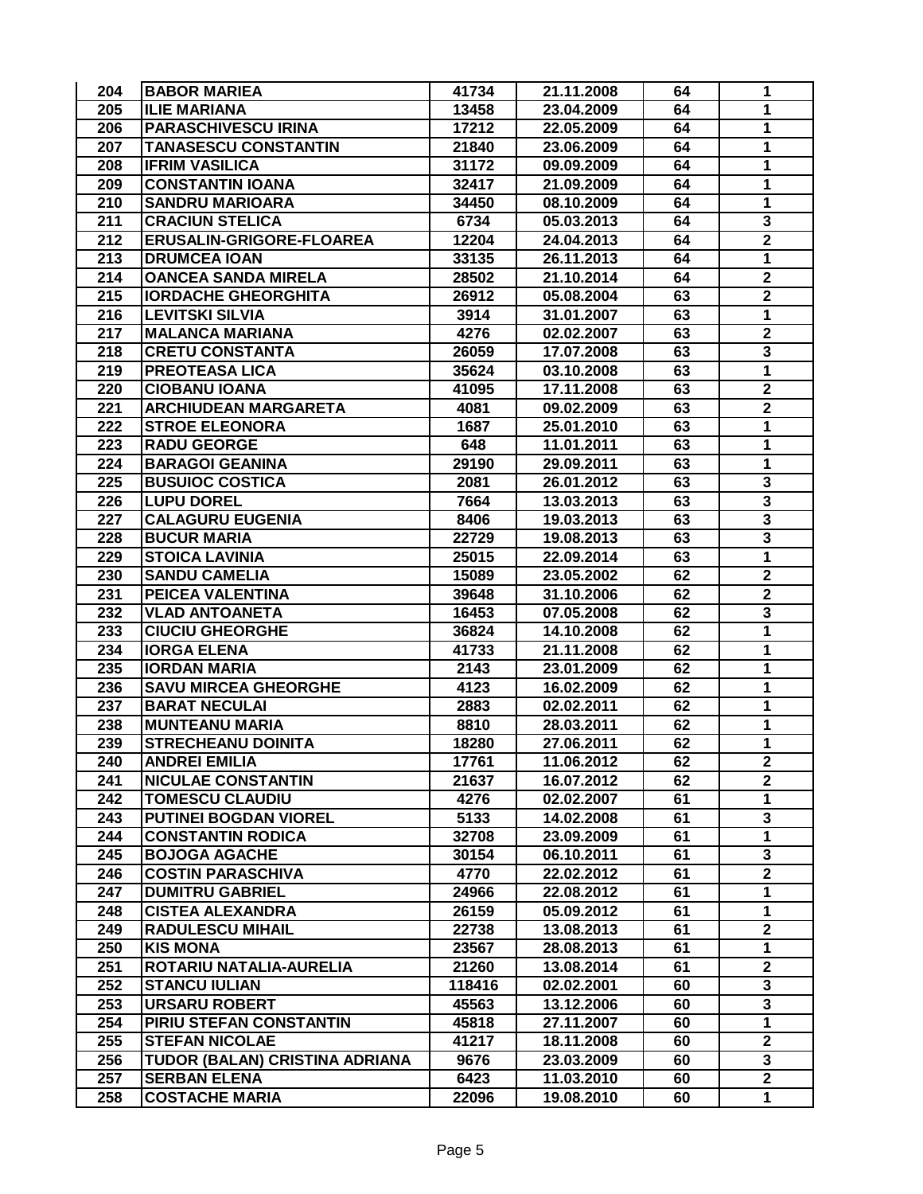| 204 | BABOR MARIEA | 41734 | 21.11.2008 | 64 | 1 |
|---|---|---|---|---|---|
| 205 | ILIE MARIANA | 13458 | 23.04.2009 | 64 | 1 |
| 206 | PARASCHIVESCU IRINA | 17212 | 22.05.2009 | 64 | 1 |
| 207 | TANASESCU CONSTANTIN | 21840 | 23.06.2009 | 64 | 1 |
| 208 | IFRIM VASILICA | 31172 | 09.09.2009 | 64 | 1 |
| 209 | CONSTANTIN IOANA | 32417 | 21.09.2009 | 64 | 1 |
| 210 | SANDRU MARIOARA | 34450 | 08.10.2009 | 64 | 1 |
| 211 | CRACIUN STELICA | 6734 | 05.03.2013 | 64 | 3 |
| 212 | ERUSALIN-GRIGORE-FLOAREA | 12204 | 24.04.2013 | 64 | 2 |
| 213 | DRUMCEA IOAN | 33135 | 26.11.2013 | 64 | 1 |
| 214 | OANCEA SANDA MIRELA | 28502 | 21.10.2014 | 64 | 2 |
| 215 | IORDACHE GHEORGHITA | 26912 | 05.08.2004 | 63 | 2 |
| 216 | LEVITSKI SILVIA | 3914 | 31.01.2007 | 63 | 1 |
| 217 | MALANCA MARIANA | 4276 | 02.02.2007 | 63 | 2 |
| 218 | CRETU CONSTANTA | 26059 | 17.07.2008 | 63 | 3 |
| 219 | PREOTEASA LICA | 35624 | 03.10.2008 | 63 | 1 |
| 220 | CIOBANU IOANA | 41095 | 17.11.2008 | 63 | 2 |
| 221 | ARCHIUDEAN MARGARETA | 4081 | 09.02.2009 | 63 | 2 |
| 222 | STROE ELEONORA | 1687 | 25.01.2010 | 63 | 1 |
| 223 | RADU GEORGE | 648 | 11.01.2011 | 63 | 1 |
| 224 | BARAGOI GEANINA | 29190 | 29.09.2011 | 63 | 1 |
| 225 | BUSUIOC COSTICA | 2081 | 26.01.2012 | 63 | 3 |
| 226 | LUPU DOREL | 7664 | 13.03.2013 | 63 | 3 |
| 227 | CALAGURU EUGENIA | 8406 | 19.03.2013 | 63 | 3 |
| 228 | BUCUR MARIA | 22729 | 19.08.2013 | 63 | 3 |
| 229 | STOICA LAVINIA | 25015 | 22.09.2014 | 63 | 1 |
| 230 | SANDU CAMELIA | 15089 | 23.05.2002 | 62 | 2 |
| 231 | PEICEA VALENTINA | 39648 | 31.10.2006 | 62 | 2 |
| 232 | VLAD ANTOANETA | 16453 | 07.05.2008 | 62 | 3 |
| 233 | CIUCIU GHEORGHE | 36824 | 14.10.2008 | 62 | 1 |
| 234 | IORGA ELENA | 41733 | 21.11.2008 | 62 | 1 |
| 235 | IORDAN MARIA | 2143 | 23.01.2009 | 62 | 1 |
| 236 | SAVU MIRCEA GHEORGHE | 4123 | 16.02.2009 | 62 | 1 |
| 237 | BARAT NECULAI | 2883 | 02.02.2011 | 62 | 1 |
| 238 | MUNTEANU MARIA | 8810 | 28.03.2011 | 62 | 1 |
| 239 | STRECHEANU DOINITA | 18280 | 27.06.2011 | 62 | 1 |
| 240 | ANDREI EMILIA | 17761 | 11.06.2012 | 62 | 2 |
| 241 | NICULAE CONSTANTIN | 21637 | 16.07.2012 | 62 | 2 |
| 242 | TOMESCU CLAUDIU | 4276 | 02.02.2007 | 61 | 1 |
| 243 | PUTINEI BOGDAN VIOREL | 5133 | 14.02.2008 | 61 | 3 |
| 244 | CONSTANTIN RODICA | 32708 | 23.09.2009 | 61 | 1 |
| 245 | BOJOGA AGACHE | 30154 | 06.10.2011 | 61 | 3 |
| 246 | COSTIN PARASCHIVA | 4770 | 22.02.2012 | 61 | 2 |
| 247 | DUMITRU GABRIEL | 24966 | 22.08.2012 | 61 | 1 |
| 248 | CISTEA ALEXANDRA | 26159 | 05.09.2012 | 61 | 1 |
| 249 | RADULESCU MIHAIL | 22738 | 13.08.2013 | 61 | 2 |
| 250 | KIS MONA | 23567 | 28.08.2013 | 61 | 1 |
| 251 | ROTARIU NATALIA-AURELIA | 21260 | 13.08.2014 | 61 | 2 |
| 252 | STANCU IULIAN | 118416 | 02.02.2001 | 60 | 3 |
| 253 | URSARU ROBERT | 45563 | 13.12.2006 | 60 | 3 |
| 254 | PIRIU STEFAN CONSTANTIN | 45818 | 27.11.2007 | 60 | 1 |
| 255 | STEFAN NICOLAE | 41217 | 18.11.2008 | 60 | 2 |
| 256 | TUDOR (BALAN) CRISTINA ADRIANA | 9676 | 23.03.2009 | 60 | 3 |
| 257 | SERBAN ELENA | 6423 | 11.03.2010 | 60 | 2 |
| 258 | COSTACHE MARIA | 22096 | 19.08.2010 | 60 | 1 |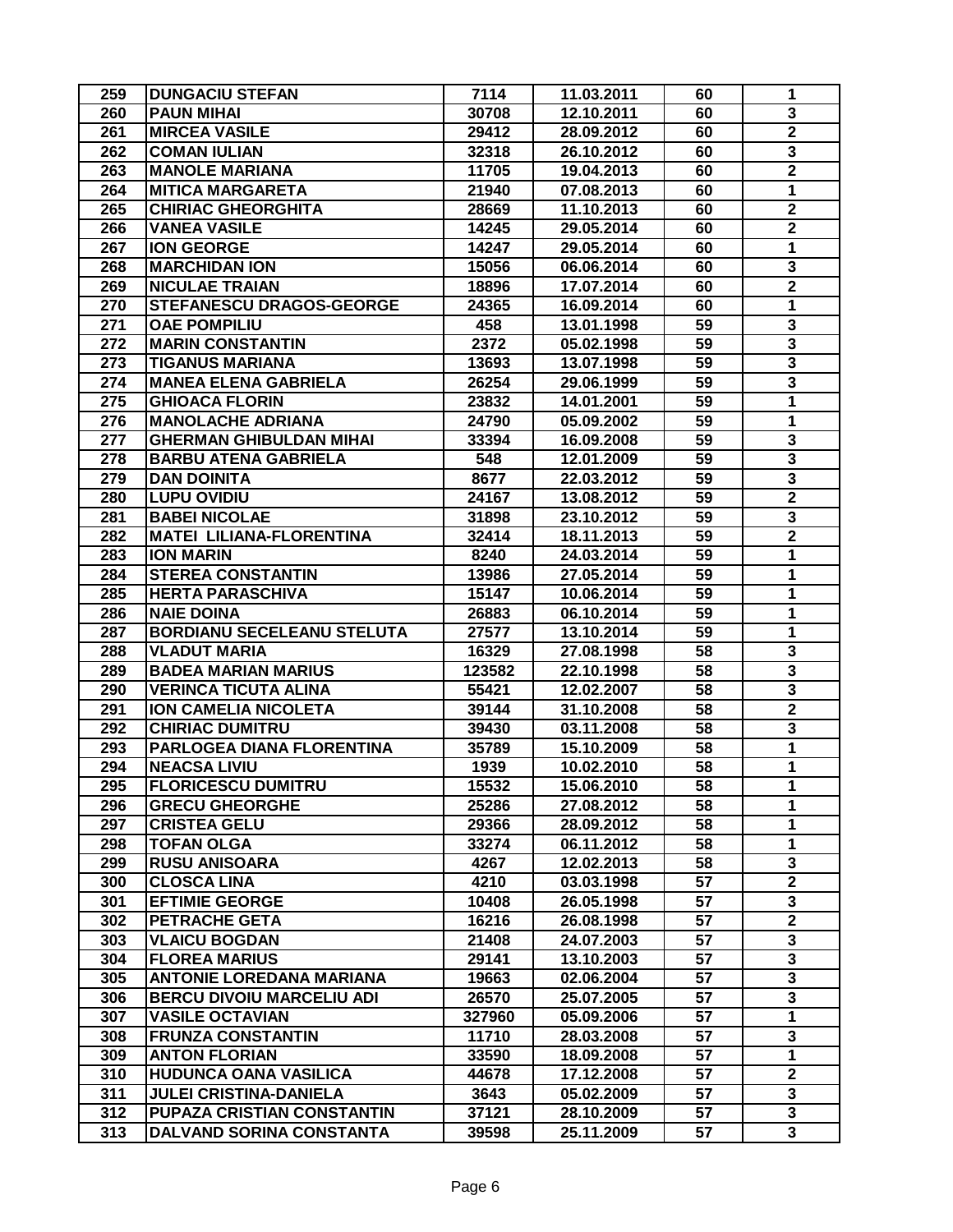| | | | | | |
|---|---|---|---|---|---|
| 259 | DUNGACIU STEFAN | 7114 | 11.03.2011 | 60 | 1 |
| 260 | PAUN MIHAI | 30708 | 12.10.2011 | 60 | 3 |
| 261 | MIRCEA VASILE | 29412 | 28.09.2012 | 60 | 2 |
| 262 | COMAN IULIAN | 32318 | 26.10.2012 | 60 | 3 |
| 263 | MANOLE MARIANA | 11705 | 19.04.2013 | 60 | 2 |
| 264 | MITICA MARGARETA | 21940 | 07.08.2013 | 60 | 1 |
| 265 | CHIRIAC GHEORGHITA | 28669 | 11.10.2013 | 60 | 2 |
| 266 | VANEA VASILE | 14245 | 29.05.2014 | 60 | 2 |
| 267 | ION GEORGE | 14247 | 29.05.2014 | 60 | 1 |
| 268 | MARCHIDAN ION | 15056 | 06.06.2014 | 60 | 3 |
| 269 | NICULAE TRAIAN | 18896 | 17.07.2014 | 60 | 2 |
| 270 | STEFANESCU DRAGOS-GEORGE | 24365 | 16.09.2014 | 60 | 1 |
| 271 | OAE POMPILIU | 458 | 13.01.1998 | 59 | 3 |
| 272 | MARIN CONSTANTIN | 2372 | 05.02.1998 | 59 | 3 |
| 273 | TIGANUS MARIANA | 13693 | 13.07.1998 | 59 | 3 |
| 274 | MANEA ELENA GABRIELA | 26254 | 29.06.1999 | 59 | 3 |
| 275 | GHIOACA FLORIN | 23832 | 14.01.2001 | 59 | 1 |
| 276 | MANOLACHE ADRIANA | 24790 | 05.09.2002 | 59 | 1 |
| 277 | GHERMAN GHIBULDAN MIHAI | 33394 | 16.09.2008 | 59 | 3 |
| 278 | BARBU ATENA GABRIELA | 548 | 12.01.2009 | 59 | 3 |
| 279 | DAN DOINITA | 8677 | 22.03.2012 | 59 | 3 |
| 280 | LUPU OVIDIU | 24167 | 13.08.2012 | 59 | 2 |
| 281 | BABEI NICOLAE | 31898 | 23.10.2012 | 59 | 3 |
| 282 | MATEI LILIANA-FLORENTINA | 32414 | 18.11.2013 | 59 | 2 |
| 283 | ION MARIN | 8240 | 24.03.2014 | 59 | 1 |
| 284 | STEREA CONSTANTIN | 13986 | 27.05.2014 | 59 | 1 |
| 285 | HERTA PARASCHIVA | 15147 | 10.06.2014 | 59 | 1 |
| 286 | NAIE DOINA | 26883 | 06.10.2014 | 59 | 1 |
| 287 | BORDIANU SECELEANU STELUTA | 27577 | 13.10.2014 | 59 | 1 |
| 288 | VLADUT MARIA | 16329 | 27.08.1998 | 58 | 3 |
| 289 | BADEA MARIAN MARIUS | 123582 | 22.10.1998 | 58 | 3 |
| 290 | VERINCA TICUTA ALINA | 55421 | 12.02.2007 | 58 | 3 |
| 291 | ION CAMELIA NICOLETA | 39144 | 31.10.2008 | 58 | 2 |
| 292 | CHIRIAC DUMITRU | 39430 | 03.11.2008 | 58 | 3 |
| 293 | PARLOGEA DIANA FLORENTINA | 35789 | 15.10.2009 | 58 | 1 |
| 294 | NEACSA LIVIU | 1939 | 10.02.2010 | 58 | 1 |
| 295 | FLORICESCU DUMITRU | 15532 | 15.06.2010 | 58 | 1 |
| 296 | GRECU GHEORGHE | 25286 | 27.08.2012 | 58 | 1 |
| 297 | CRISTEA GELU | 29366 | 28.09.2012 | 58 | 1 |
| 298 | TOFAN OLGA | 33274 | 06.11.2012 | 58 | 1 |
| 299 | RUSU ANISOARA | 4267 | 12.02.2013 | 58 | 3 |
| 300 | CLOSCA LINA | 4210 | 03.03.1998 | 57 | 2 |
| 301 | EFTIMIE GEORGE | 10408 | 26.05.1998 | 57 | 3 |
| 302 | PETRACHE GETA | 16216 | 26.08.1998 | 57 | 2 |
| 303 | VLAICU BOGDAN | 21408 | 24.07.2003 | 57 | 3 |
| 304 | FLOREA MARIUS | 29141 | 13.10.2003 | 57 | 3 |
| 305 | ANTONIE LOREDANA MARIANA | 19663 | 02.06.2004 | 57 | 3 |
| 306 | BERCU DIVOIU MARCELIU ADI | 26570 | 25.07.2005 | 57 | 3 |
| 307 | VASILE OCTAVIAN | 327960 | 05.09.2006 | 57 | 1 |
| 308 | FRUNZA CONSTANTIN | 11710 | 28.03.2008 | 57 | 3 |
| 309 | ANTON FLORIAN | 33590 | 18.09.2008 | 57 | 1 |
| 310 | HUDUNCA OANA VASILICA | 44678 | 17.12.2008 | 57 | 2 |
| 311 | JULEI CRISTINA-DANIELA | 3643 | 05.02.2009 | 57 | 3 |
| 312 | PUPAZA CRISTIAN CONSTANTIN | 37121 | 28.10.2009 | 57 | 3 |
| 313 | DALVAND SORINA CONSTANTA | 39598 | 25.11.2009 | 57 | 3 |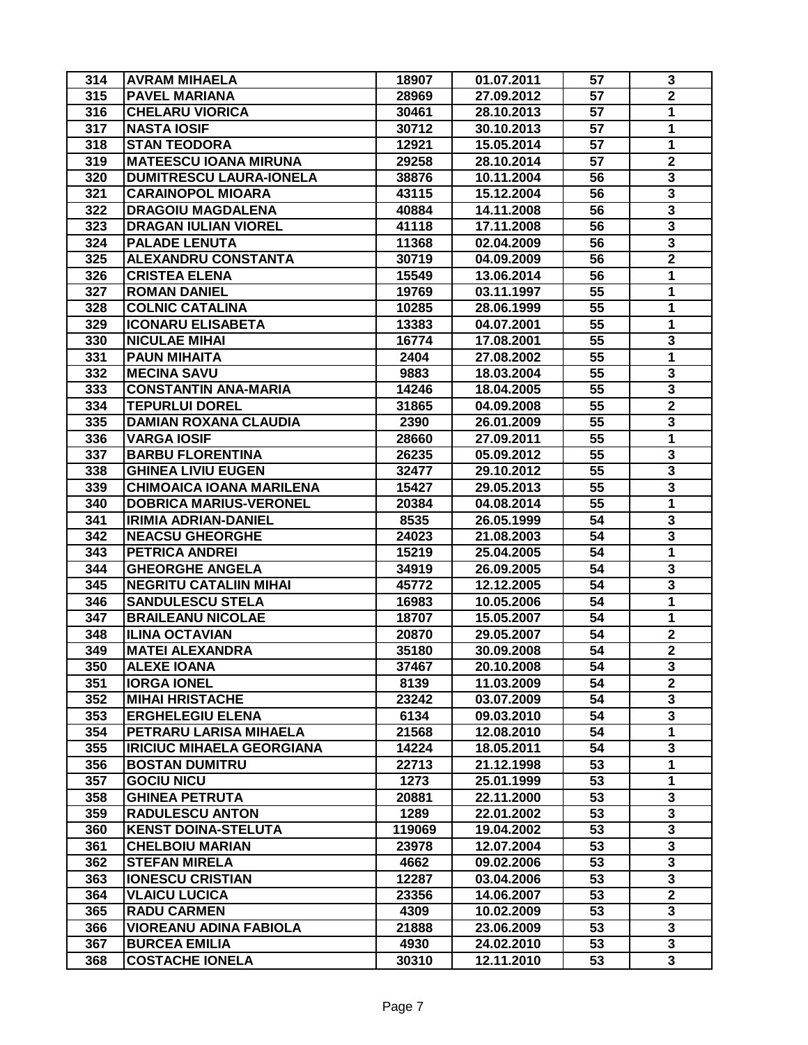| 314 | AVRAM MIHAELA | 18907 | 01.07.2011 | 57 | 3 |
|---|---|---|---|---|---|
| 315 | PAVEL MARIANA | 28969 | 27.09.2012 | 57 | 2 |
| 316 | CHELARU VIORICA | 30461 | 28.10.2013 | 57 | 1 |
| 317 | NASTA IOSIF | 30712 | 30.10.2013 | 57 | 1 |
| 318 | STAN TEODORA | 12921 | 15.05.2014 | 57 | 1 |
| 319 | MATEESCU IOANA MIRUNA | 29258 | 28.10.2014 | 57 | 2 |
| 320 | DUMITRESCU LAURA-IONELA | 38876 | 10.11.2004 | 56 | 3 |
| 321 | CARAINOPOL MIOARA | 43115 | 15.12.2004 | 56 | 3 |
| 322 | DRAGOIU MAGDALENA | 40884 | 14.11.2008 | 56 | 3 |
| 323 | DRAGAN IULIAN VIOREL | 41118 | 17.11.2008 | 56 | 3 |
| 324 | PALADE LENUTA | 11368 | 02.04.2009 | 56 | 3 |
| 325 | ALEXANDRU CONSTANTA | 30719 | 04.09.2009 | 56 | 2 |
| 326 | CRISTEA ELENA | 15549 | 13.06.2014 | 56 | 1 |
| 327 | ROMAN DANIEL | 19769 | 03.11.1997 | 55 | 1 |
| 328 | COLNIC CATALINA | 10285 | 28.06.1999 | 55 | 1 |
| 329 | ICONARU ELISABETA | 13383 | 04.07.2001 | 55 | 1 |
| 330 | NICULAE MIHAI | 16774 | 17.08.2001 | 55 | 3 |
| 331 | PAUN MIHAITA | 2404 | 27.08.2002 | 55 | 1 |
| 332 | MECINA SAVU | 9883 | 18.03.2004 | 55 | 3 |
| 333 | CONSTANTIN ANA-MARIA | 14246 | 18.04.2005 | 55 | 3 |
| 334 | TEPURLUI DOREL | 31865 | 04.09.2008 | 55 | 2 |
| 335 | DAMIAN ROXANA CLAUDIA | 2390 | 26.01.2009 | 55 | 3 |
| 336 | VARGA IOSIF | 28660 | 27.09.2011 | 55 | 1 |
| 337 | BARBU FLORENTINA | 26235 | 05.09.2012 | 55 | 3 |
| 338 | GHINEA LIVIU EUGEN | 32477 | 29.10.2012 | 55 | 3 |
| 339 | CHIMOAICA IOANA MARILENA | 15427 | 29.05.2013 | 55 | 3 |
| 340 | DOBRICA MARIUS-VERONEL | 20384 | 04.08.2014 | 55 | 1 |
| 341 | IRIMIA ADRIAN-DANIEL | 8535 | 26.05.1999 | 54 | 3 |
| 342 | NEACSU GHEORGHE | 24023 | 21.08.2003 | 54 | 3 |
| 343 | PETRICA ANDREI | 15219 | 25.04.2005 | 54 | 1 |
| 344 | GHEORGHE ANGELA | 34919 | 26.09.2005 | 54 | 3 |
| 345 | NEGRITU CATALIIN MIHAI | 45772 | 12.12.2005 | 54 | 3 |
| 346 | SANDULESCU STELA | 16983 | 10.05.2006 | 54 | 1 |
| 347 | BRAILEANU NICOLAE | 18707 | 15.05.2007 | 54 | 1 |
| 348 | ILINA OCTAVIAN | 20870 | 29.05.2007 | 54 | 2 |
| 349 | MATEI ALEXANDRA | 35180 | 30.09.2008 | 54 | 2 |
| 350 | ALEXE IOANA | 37467 | 20.10.2008 | 54 | 3 |
| 351 | IORGA IONEL | 8139 | 11.03.2009 | 54 | 2 |
| 352 | MIHAI HRISTACHE | 23242 | 03.07.2009 | 54 | 3 |
| 353 | ERGHELEGIU ELENA | 6134 | 09.03.2010 | 54 | 3 |
| 354 | PETRARU LARISA MIHAELA | 21568 | 12.08.2010 | 54 | 1 |
| 355 | IRICIUC MIHAELA GEORGIANA | 14224 | 18.05.2011 | 54 | 3 |
| 356 | BOSTAN DUMITRU | 22713 | 21.12.1998 | 53 | 1 |
| 357 | GOCIU NICU | 1273 | 25.01.1999 | 53 | 1 |
| 358 | GHINEA PETRUTA | 20881 | 22.11.2000 | 53 | 3 |
| 359 | RADULESCU ANTON | 1289 | 22.01.2002 | 53 | 3 |
| 360 | KENST DOINA-STELUTA | 119069 | 19.04.2002 | 53 | 3 |
| 361 | CHELBOIU MARIAN | 23978 | 12.07.2004 | 53 | 3 |
| 362 | STEFAN MIRELA | 4662 | 09.02.2006 | 53 | 3 |
| 363 | IONESCU CRISTIAN | 12287 | 03.04.2006 | 53 | 3 |
| 364 | VLAICU LUCICA | 23356 | 14.06.2007 | 53 | 2 |
| 365 | RADU CARMEN | 4309 | 10.02.2009 | 53 | 3 |
| 366 | VIOREANU ADINA FABIOLA | 21888 | 23.06.2009 | 53 | 3 |
| 367 | BURCEA EMILIA | 4930 | 24.02.2010 | 53 | 3 |
| 368 | COSTACHE IONELA | 30310 | 12.11.2010 | 53 | 3 |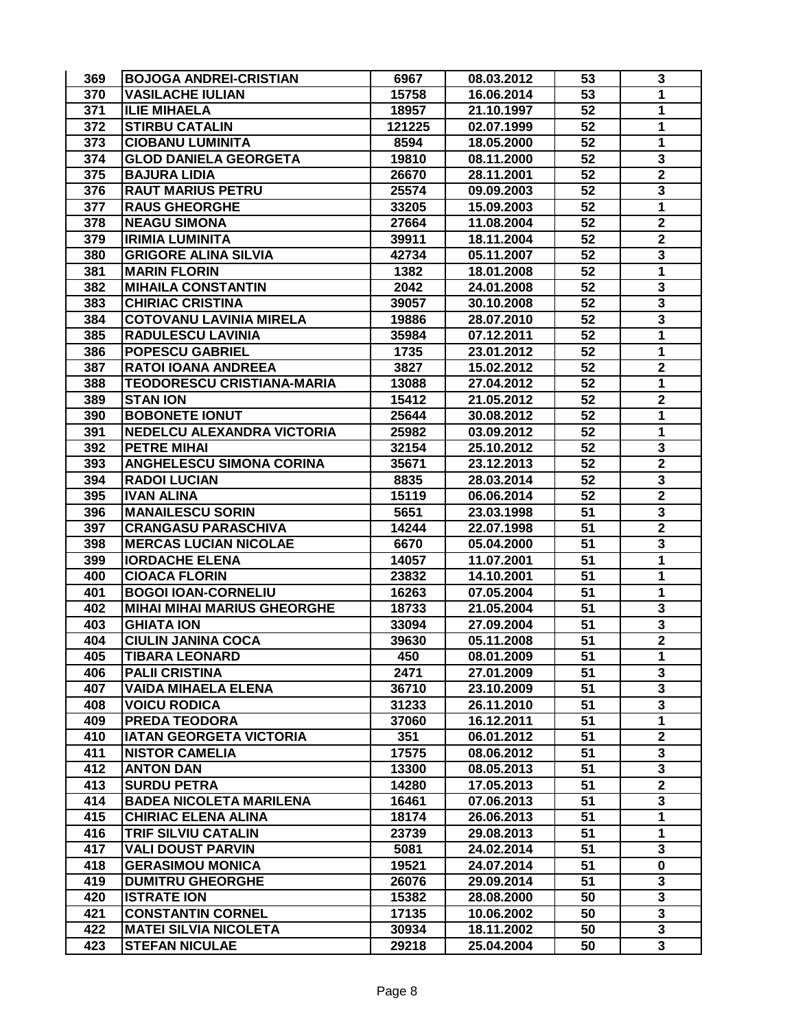| | | | | | |
|---|---|---|---|---|---|
| 369 | BOJOGA ANDREI-CRISTIAN | 6967 | 08.03.2012 | 53 | 3 |
| 370 | VASILACHE IULIAN | 15758 | 16.06.2014 | 53 | 1 |
| 371 | ILIE MIHAELA | 18957 | 21.10.1997 | 52 | 1 |
| 372 | STIRBU CATALIN | 121225 | 02.07.1999 | 52 | 1 |
| 373 | CIOBANU LUMINITA | 8594 | 18.05.2000 | 52 | 1 |
| 374 | GLOD DANIELA GEORGETA | 19810 | 08.11.2000 | 52 | 3 |
| 375 | BAJURA LIDIA | 26670 | 28.11.2001 | 52 | 2 |
| 376 | RAUT MARIUS PETRU | 25574 | 09.09.2003 | 52 | 3 |
| 377 | RAUS GHEORGHE | 33205 | 15.09.2003 | 52 | 1 |
| 378 | NEAGU SIMONA | 27664 | 11.08.2004 | 52 | 2 |
| 379 | IRIMIA LUMINITA | 39911 | 18.11.2004 | 52 | 2 |
| 380 | GRIGORE ALINA SILVIA | 42734 | 05.11.2007 | 52 | 3 |
| 381 | MARIN FLORIN | 1382 | 18.01.2008 | 52 | 1 |
| 382 | MIHAILA CONSTANTIN | 2042 | 24.01.2008 | 52 | 3 |
| 383 | CHIRIAC CRISTINA | 39057 | 30.10.2008 | 52 | 3 |
| 384 | COTOVANU LAVINIA MIRELA | 19886 | 28.07.2010 | 52 | 3 |
| 385 | RADULESCU LAVINIA | 35984 | 07.12.2011 | 52 | 1 |
| 386 | POPESCU GABRIEL | 1735 | 23.01.2012 | 52 | 1 |
| 387 | RATOI IOANA ANDREEA | 3827 | 15.02.2012 | 52 | 2 |
| 388 | TEODORESCU CRISTIANA-MARIA | 13088 | 27.04.2012 | 52 | 1 |
| 389 | STAN ION | 15412 | 21.05.2012 | 52 | 2 |
| 390 | BOBONETE IONUT | 25644 | 30.08.2012 | 52 | 1 |
| 391 | NEDELCU ALEXANDRA VICTORIA | 25982 | 03.09.2012 | 52 | 1 |
| 392 | PETRE MIHAI | 32154 | 25.10.2012 | 52 | 3 |
| 393 | ANGHELESCU SIMONA CORINA | 35671 | 23.12.2013 | 52 | 2 |
| 394 | RADOI LUCIAN | 8835 | 28.03.2014 | 52 | 3 |
| 395 | IVAN ALINA | 15119 | 06.06.2014 | 52 | 2 |
| 396 | MANAILESCU SORIN | 5651 | 23.03.1998 | 51 | 3 |
| 397 | CRANGASU PARASCHIVA | 14244 | 22.07.1998 | 51 | 2 |
| 398 | MERCAS LUCIAN NICOLAE | 6670 | 05.04.2000 | 51 | 3 |
| 399 | IORDACHE ELENA | 14057 | 11.07.2001 | 51 | 1 |
| 400 | CIOACA FLORIN | 23832 | 14.10.2001 | 51 | 1 |
| 401 | BOGOI IOAN-CORNELIU | 16263 | 07.05.2004 | 51 | 1 |
| 402 | MIHAI MIHAI MARIUS GHEORGHE | 18733 | 21.05.2004 | 51 | 3 |
| 403 | GHIATA ION | 33094 | 27.09.2004 | 51 | 3 |
| 404 | CIULIN JANINA COCA | 39630 | 05.11.2008 | 51 | 2 |
| 405 | TIBARA LEONARD | 450 | 08.01.2009 | 51 | 1 |
| 406 | PALII CRISTINA | 2471 | 27.01.2009 | 51 | 3 |
| 407 | VAIDA MIHAELA ELENA | 36710 | 23.10.2009 | 51 | 3 |
| 408 | VOICU RODICA | 31233 | 26.11.2010 | 51 | 3 |
| 409 | PREDA TEODORA | 37060 | 16.12.2011 | 51 | 1 |
| 410 | IATAN GEORGETA VICTORIA | 351 | 06.01.2012 | 51 | 2 |
| 411 | NISTOR CAMELIA | 17575 | 08.06.2012 | 51 | 3 |
| 412 | ANTON DAN | 13300 | 08.05.2013 | 51 | 3 |
| 413 | SURDU PETRA | 14280 | 17.05.2013 | 51 | 2 |
| 414 | BADEA NICOLETA MARILENA | 16461 | 07.06.2013 | 51 | 3 |
| 415 | CHIRIAC ELENA ALINA | 18174 | 26.06.2013 | 51 | 1 |
| 416 | TRIF SILVIU CATALIN | 23739 | 29.08.2013 | 51 | 1 |
| 417 | VALI DOUST PARVIN | 5081 | 24.02.2014 | 51 | 3 |
| 418 | GERASIMOU MONICA | 19521 | 24.07.2014 | 51 | 0 |
| 419 | DUMITRU GHEORGHE | 26076 | 29.09.2014 | 51 | 3 |
| 420 | ISTRATE ION | 15382 | 28.08.2000 | 50 | 3 |
| 421 | CONSTANTIN CORNEL | 17135 | 10.06.2002 | 50 | 3 |
| 422 | MATEI SILVIA NICOLETA | 30934 | 18.11.2002 | 50 | 3 |
| 423 | STEFAN NICULAE | 29218 | 25.04.2004 | 50 | 3 |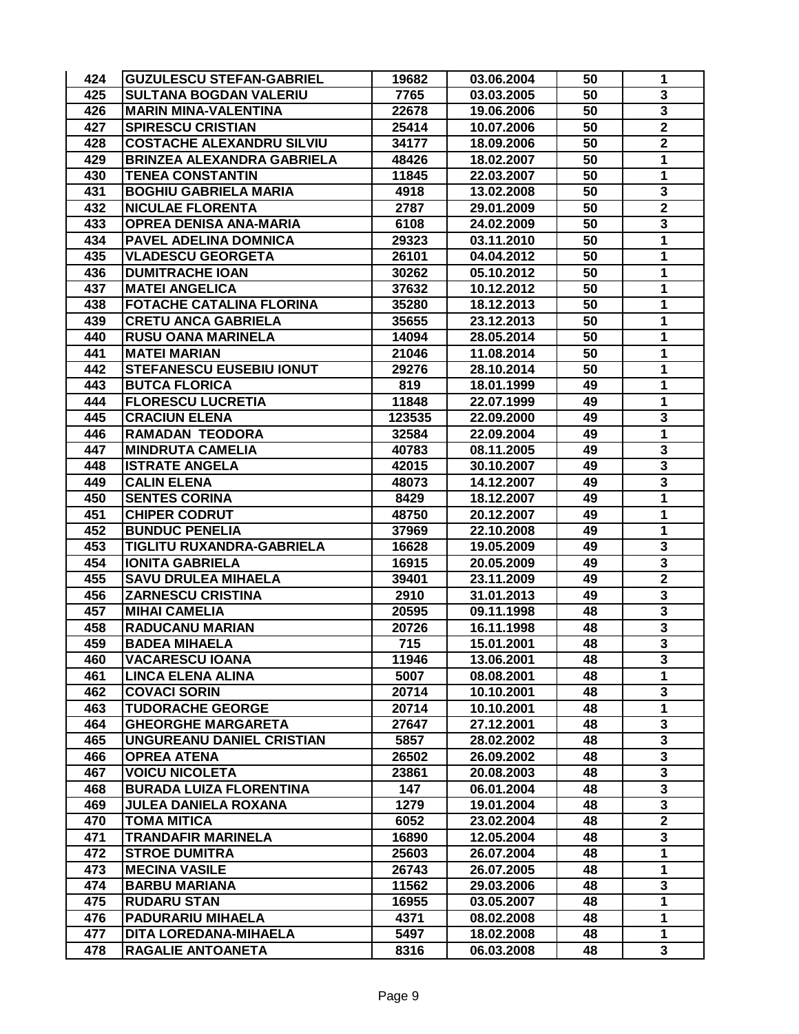| 424 | GUZULESCU STEFAN-GABRIEL | 19682 | 03.06.2004 | 50 | 1 |
|---|---|---|---|---|---|
| 425 | SULTANA BOGDAN VALERIU | 7765 | 03.03.2005 | 50 | 3 |
| 426 | MARIN MINA-VALENTINA | 22678 | 19.06.2006 | 50 | 3 |
| 427 | SPIRESCU CRISTIAN | 25414 | 10.07.2006 | 50 | 2 |
| 428 | COSTACHE ALEXANDRU SILVIU | 34177 | 18.09.2006 | 50 | 2 |
| 429 | BRINZEA ALEXANDRA GABRIELA | 48426 | 18.02.2007 | 50 | 1 |
| 430 | TENEA CONSTANTIN | 11845 | 22.03.2007 | 50 | 1 |
| 431 | BOGHIU GABRIELA MARIA | 4918 | 13.02.2008 | 50 | 3 |
| 432 | NICULAE FLORENTA | 2787 | 29.01.2009 | 50 | 2 |
| 433 | OPREA DENISA ANA-MARIA | 6108 | 24.02.2009 | 50 | 3 |
| 434 | PAVEL ADELINA DOMNICA | 29323 | 03.11.2010 | 50 | 1 |
| 435 | VLADESCU GEORGETA | 26101 | 04.04.2012 | 50 | 1 |
| 436 | DUMITRACHE IOAN | 30262 | 05.10.2012 | 50 | 1 |
| 437 | MATEI ANGELICA | 37632 | 10.12.2012 | 50 | 1 |
| 438 | FOTACHE CATALINA FLORINA | 35280 | 18.12.2013 | 50 | 1 |
| 439 | CRETU ANCA GABRIELA | 35655 | 23.12.2013 | 50 | 1 |
| 440 | RUSU OANA MARINELA | 14094 | 28.05.2014 | 50 | 1 |
| 441 | MATEI MARIAN | 21046 | 11.08.2014 | 50 | 1 |
| 442 | STEFANESCU EUSEBIU IONUT | 29276 | 28.10.2014 | 50 | 1 |
| 443 | BUTCA FLORICA | 819 | 18.01.1999 | 49 | 1 |
| 444 | FLORESCU LUCRETIA | 11848 | 22.07.1999 | 49 | 1 |
| 445 | CRACIUN ELENA | 123535 | 22.09.2000 | 49 | 3 |
| 446 | RAMADAN  TEODORA | 32584 | 22.09.2004 | 49 | 1 |
| 447 | MINDRUTA CAMELIA | 40783 | 08.11.2005 | 49 | 3 |
| 448 | ISTRATE ANGELA | 42015 | 30.10.2007 | 49 | 3 |
| 449 | CALIN ELENA | 48073 | 14.12.2007 | 49 | 3 |
| 450 | SENTES CORINA | 8429 | 18.12.2007 | 49 | 1 |
| 451 | CHIPER CODRUT | 48750 | 20.12.2007 | 49 | 1 |
| 452 | BUNDUC PENELIA | 37969 | 22.10.2008 | 49 | 1 |
| 453 | TIGLITU RUXANDRA-GABRIELA | 16628 | 19.05.2009 | 49 | 3 |
| 454 | IONITA GABRIELA | 16915 | 20.05.2009 | 49 | 3 |
| 455 | SAVU DRULEA MIHAELA | 39401 | 23.11.2009 | 49 | 2 |
| 456 | ZARNESCU CRISTINA | 2910 | 31.01.2013 | 49 | 3 |
| 457 | MIHAI CAMELIA | 20595 | 09.11.1998 | 48 | 3 |
| 458 | RADUCANU MARIAN | 20726 | 16.11.1998 | 48 | 3 |
| 459 | BADEA MIHAELA | 715 | 15.01.2001 | 48 | 3 |
| 460 | VACARESCU IOANA | 11946 | 13.06.2001 | 48 | 3 |
| 461 | LINCA ELENA ALINA | 5007 | 08.08.2001 | 48 | 1 |
| 462 | COVACI SORIN | 20714 | 10.10.2001 | 48 | 3 |
| 463 | TUDORACHE GEORGE | 20714 | 10.10.2001 | 48 | 1 |
| 464 | GHEORGHE MARGARETA | 27647 | 27.12.2001 | 48 | 3 |
| 465 | UNGUREANU DANIEL CRISTIAN | 5857 | 28.02.2002 | 48 | 3 |
| 466 | OPREA ATENA | 26502 | 26.09.2002 | 48 | 3 |
| 467 | VOICU NICOLETA | 23861 | 20.08.2003 | 48 | 3 |
| 468 | BURADA LUIZA FLORENTINA | 147 | 06.01.2004 | 48 | 3 |
| 469 | JULEA DANIELA ROXANA | 1279 | 19.01.2004 | 48 | 3 |
| 470 | TOMA MITICA | 6052 | 23.02.2004 | 48 | 2 |
| 471 | TRANDAFIR MARINELA | 16890 | 12.05.2004 | 48 | 3 |
| 472 | STROE DUMITRA | 25603 | 26.07.2004 | 48 | 1 |
| 473 | MECINA VASILE | 26743 | 26.07.2005 | 48 | 1 |
| 474 | BARBU MARIANA | 11562 | 29.03.2006 | 48 | 3 |
| 475 | RUDARU STAN | 16955 | 03.05.2007 | 48 | 1 |
| 476 | PADURARIU MIHAELA | 4371 | 08.02.2008 | 48 | 1 |
| 477 | DITA LOREDANA-MIHAELA | 5497 | 18.02.2008 | 48 | 1 |
| 478 | RAGALIE ANTOANETA | 8316 | 06.03.2008 | 48 | 3 |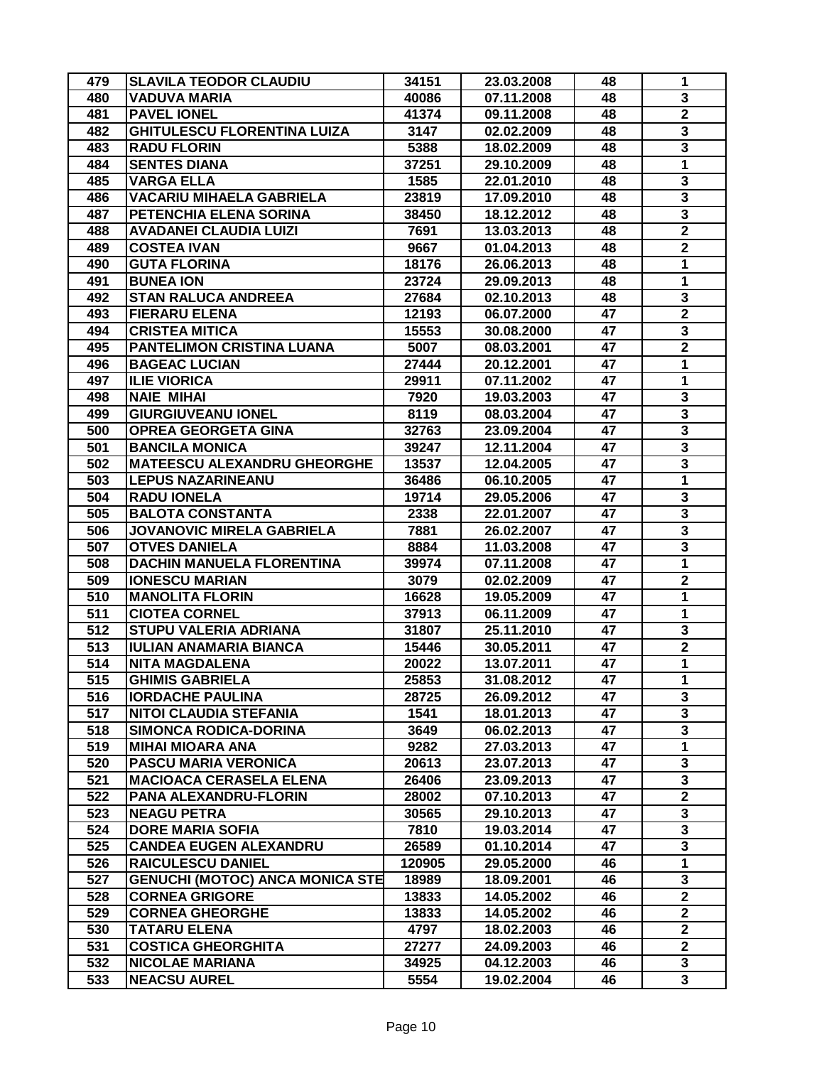| 479 | SLAVILA TEODOR CLAUDIU | 34151 | 23.03.2008 | 48 | 1 |
|---|---|---|---|---|---|
| 480 | VADUVA MARIA | 40086 | 07.11.2008 | 48 | 3 |
| 481 | PAVEL IONEL | 41374 | 09.11.2008 | 48 | 2 |
| 482 | GHITULESCU FLORENTINA LUIZA | 3147 | 02.02.2009 | 48 | 3 |
| 483 | RADU FLORIN | 5388 | 18.02.2009 | 48 | 3 |
| 484 | SENTES DIANA | 37251 | 29.10.2009 | 48 | 1 |
| 485 | VARGA ELLA | 1585 | 22.01.2010 | 48 | 3 |
| 486 | VACARIU MIHAELA GABRIELA | 23819 | 17.09.2010 | 48 | 3 |
| 487 | PETENCHIA ELENA SORINA | 38450 | 18.12.2012 | 48 | 3 |
| 488 | AVADANEI CLAUDIA LUIZI | 7691 | 13.03.2013 | 48 | 2 |
| 489 | COSTEA IVAN | 9667 | 01.04.2013 | 48 | 2 |
| 490 | GUTA FLORINA | 18176 | 26.06.2013 | 48 | 1 |
| 491 | BUNEA ION | 23724 | 29.09.2013 | 48 | 1 |
| 492 | STAN RALUCA ANDREEA | 27684 | 02.10.2013 | 48 | 3 |
| 493 | FIERARU ELENA | 12193 | 06.07.2000 | 47 | 2 |
| 494 | CRISTEA MITICA | 15553 | 30.08.2000 | 47 | 3 |
| 495 | PANTELIMON CRISTINA LUANA | 5007 | 08.03.2001 | 47 | 2 |
| 496 | BAGEAC LUCIAN | 27444 | 20.12.2001 | 47 | 1 |
| 497 | ILIE VIORICA | 29911 | 07.11.2002 | 47 | 1 |
| 498 | NAIE MIHAI | 7920 | 19.03.2003 | 47 | 3 |
| 499 | GIURGIUVEANU IONEL | 8119 | 08.03.2004 | 47 | 3 |
| 500 | OPREA GEORGETA GINA | 32763 | 23.09.2004 | 47 | 3 |
| 501 | BANCILA MONICA | 39247 | 12.11.2004 | 47 | 3 |
| 502 | MATEESCU ALEXANDRU GHEORGHE | 13537 | 12.04.2005 | 47 | 3 |
| 503 | LEPUS NAZARINEANU | 36486 | 06.10.2005 | 47 | 1 |
| 504 | RADU IONELA | 19714 | 29.05.2006 | 47 | 3 |
| 505 | BALOTA CONSTANTA | 2338 | 22.01.2007 | 47 | 3 |
| 506 | JOVANOVIC MIRELA GABRIELA | 7881 | 26.02.2007 | 47 | 3 |
| 507 | OTVES DANIELA | 8884 | 11.03.2008 | 47 | 3 |
| 508 | DACHIN MANUELA FLORENTINA | 39974 | 07.11.2008 | 47 | 1 |
| 509 | IONESCU MARIAN | 3079 | 02.02.2009 | 47 | 2 |
| 510 | MANOLITA FLORIN | 16628 | 19.05.2009 | 47 | 1 |
| 511 | CIOTEA CORNEL | 37913 | 06.11.2009 | 47 | 1 |
| 512 | STUPU VALERIA ADRIANA | 31807 | 25.11.2010 | 47 | 3 |
| 513 | IULIAN ANAMARIA BIANCA | 15446 | 30.05.2011 | 47 | 2 |
| 514 | NITA MAGDALENA | 20022 | 13.07.2011 | 47 | 1 |
| 515 | GHIMIS GABRIELA | 25853 | 31.08.2012 | 47 | 1 |
| 516 | IORDACHE PAULINA | 28725 | 26.09.2012 | 47 | 3 |
| 517 | NITOI CLAUDIA STEFANIA | 1541 | 18.01.2013 | 47 | 3 |
| 518 | SIMONCA RODICA-DORINA | 3649 | 06.02.2013 | 47 | 3 |
| 519 | MIHAI MIOARA ANA | 9282 | 27.03.2013 | 47 | 1 |
| 520 | PASCU MARIA VERONICA | 20613 | 23.07.2013 | 47 | 3 |
| 521 | MACIOACA CERASELA ELENA | 26406 | 23.09.2013 | 47 | 3 |
| 522 | PANA ALEXANDRU-FLORIN | 28002 | 07.10.2013 | 47 | 2 |
| 523 | NEAGU PETRA | 30565 | 29.10.2013 | 47 | 3 |
| 524 | DORE MARIA SOFIA | 7810 | 19.03.2014 | 47 | 3 |
| 525 | CANDEA EUGEN ALEXANDRU | 26589 | 01.10.2014 | 47 | 3 |
| 526 | RAICULESCU DANIEL | 120905 | 29.05.2000 | 46 | 1 |
| 527 | GENUCHI (MOTOC) ANCA MONICA STE | 18989 | 18.09.2001 | 46 | 3 |
| 528 | CORNEA GRIGORE | 13833 | 14.05.2002 | 46 | 2 |
| 529 | CORNEA GHEORGHE | 13833 | 14.05.2002 | 46 | 2 |
| 530 | TATARU ELENA | 4797 | 18.02.2003 | 46 | 2 |
| 531 | COSTICA GHEORGHITA | 27277 | 24.09.2003 | 46 | 2 |
| 532 | NICOLAE MARIANA | 34925 | 04.12.2003 | 46 | 3 |
| 533 | NEACSU AUREL | 5554 | 19.02.2004 | 46 | 3 |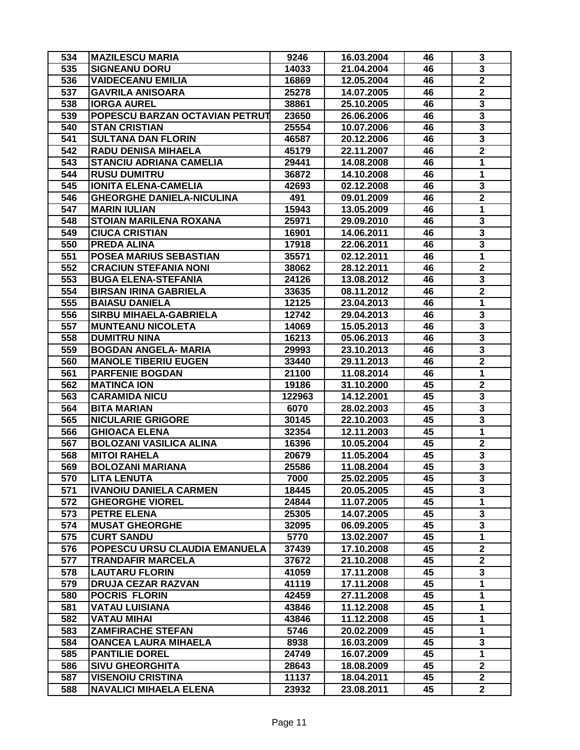| 534 | MAZILESCU MARIA | 9246 | 16.03.2004 | 46 | 3 |
|---|---|---|---|---|---|
| 535 | SIGNEANU DORU | 14033 | 21.04.2004 | 46 | 3 |
| 536 | VAIDECEANU EMILIA | 16869 | 12.05.2004 | 46 | 2 |
| 537 | GAVRILA ANISOARA | 25278 | 14.07.2005 | 46 | 2 |
| 538 | IORGA AUREL | 38861 | 25.10.2005 | 46 | 3 |
| 539 | POPESCU BARZAN OCTAVIAN PETRUT | 23650 | 26.06.2006 | 46 | 3 |
| 540 | STAN CRISTIAN | 25554 | 10.07.2006 | 46 | 3 |
| 541 | SULTANA DAN FLORIN | 46587 | 20.12.2006 | 46 | 3 |
| 542 | RADU DENISA MIHAELA | 45179 | 22.11.2007 | 46 | 2 |
| 543 | STANCIU ADRIANA CAMELIA | 29441 | 14.08.2008 | 46 | 1 |
| 544 | RUSU DUMITRU | 36872 | 14.10.2008 | 46 | 1 |
| 545 | IONITA ELENA-CAMELIA | 42693 | 02.12.2008 | 46 | 3 |
| 546 | GHEORGHE DANIELA-NICULINA | 491 | 09.01.2009 | 46 | 2 |
| 547 | MARIN IULIAN | 15943 | 13.05.2009 | 46 | 1 |
| 548 | STOIAN MARILENA ROXANA | 25971 | 29.09.2010 | 46 | 3 |
| 549 | CIUCA CRISTIAN | 16901 | 14.06.2011 | 46 | 3 |
| 550 | PREDA ALINA | 17918 | 22.06.2011 | 46 | 3 |
| 551 | POSEA MARIUS SEBASTIAN | 35571 | 02.12.2011 | 46 | 1 |
| 552 | CRACIUN STEFANIA NONI | 38062 | 28.12.2011 | 46 | 2 |
| 553 | BUGA ELENA-STEFANIA | 24126 | 13.08.2012 | 46 | 3 |
| 554 | BIRSAN IRINA GABRIELA | 33635 | 08.11.2012 | 46 | 2 |
| 555 | BAIASU DANIELA | 12125 | 23.04.2013 | 46 | 1 |
| 556 | SIRBU MIHAELA-GABRIELA | 12742 | 29.04.2013 | 46 | 3 |
| 557 | MUNTEANU NICOLETA | 14069 | 15.05.2013 | 46 | 3 |
| 558 | DUMITRU NINA | 16213 | 05.06.2013 | 46 | 3 |
| 559 | BOGDAN ANGELA- MARIA | 29993 | 23.10.2013 | 46 | 3 |
| 560 | MANOLE TIBERIU EUGEN | 33440 | 29.11.2013 | 46 | 2 |
| 561 | PARFENIE BOGDAN | 21100 | 11.08.2014 | 46 | 1 |
| 562 | MATINCA ION | 19186 | 31.10.2000 | 45 | 2 |
| 563 | CARAMIDA NICU | 122963 | 14.12.2001 | 45 | 3 |
| 564 | BITA MARIAN | 6070 | 28.02.2003 | 45 | 3 |
| 565 | NICULARIE GRIGORE | 30145 | 22.10.2003 | 45 | 3 |
| 566 | GHIOACA ELENA | 32354 | 12.11.2003 | 45 | 1 |
| 567 | BOLOZANI VASILICA ALINA | 16396 | 10.05.2004 | 45 | 2 |
| 568 | MITOI RAHELA | 20679 | 11.05.2004 | 45 | 3 |
| 569 | BOLOZANI MARIANA | 25586 | 11.08.2004 | 45 | 3 |
| 570 | LITA LENUTA | 7000 | 25.02.2005 | 45 | 3 |
| 571 | IVANOIU DANIELA CARMEN | 18445 | 20.05.2005 | 45 | 3 |
| 572 | GHEORGHE VIOREL | 24844 | 11.07.2005 | 45 | 1 |
| 573 | PETRE ELENA | 25305 | 14.07.2005 | 45 | 3 |
| 574 | MUSAT GHEORGHE | 32095 | 06.09.2005 | 45 | 3 |
| 575 | CURT SANDU | 5770 | 13.02.2007 | 45 | 1 |
| 576 | POPESCU URSU CLAUDIA EMANUELA | 37439 | 17.10.2008 | 45 | 2 |
| 577 | TRANDAFIR MARCELA | 37672 | 21.10.2008 | 45 | 2 |
| 578 | LAUTARU FLORIN | 41059 | 17.11.2008 | 45 | 3 |
| 579 | DRUJA CEZAR RAZVAN | 41119 | 17.11.2008 | 45 | 1 |
| 580 | POCRIS FLORIN | 42459 | 27.11.2008 | 45 | 1 |
| 581 | VATAU LUISIANA | 43846 | 11.12.2008 | 45 | 1 |
| 582 | VATAU MIHAI | 43846 | 11.12.2008 | 45 | 1 |
| 583 | ZAMFIRACHE STEFAN | 5746 | 20.02.2009 | 45 | 1 |
| 584 | OANCEA LAURA MIHAELA | 8938 | 16.03.2009 | 45 | 3 |
| 585 | PANTILIE DOREL | 24749 | 16.07.2009 | 45 | 1 |
| 586 | SIVU GHEORGHITA | 28643 | 18.08.2009 | 45 | 2 |
| 587 | VISENOIU CRISTINA | 11137 | 18.04.2011 | 45 | 2 |
| 588 | NAVALICI MIHAELA ELENA | 23932 | 23.08.2011 | 45 | 2 |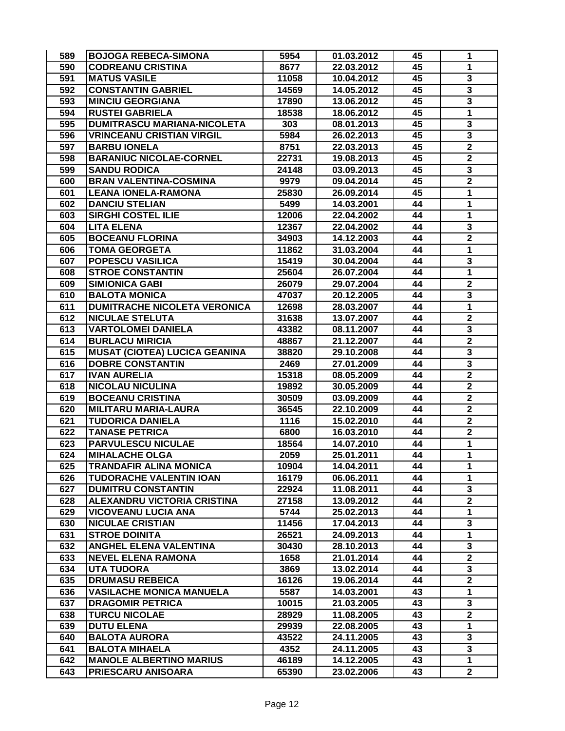| 589 | BOJOGA REBECA-SIMONA | 5954 | 01.03.2012 | 45 | 1 |
|---|---|---|---|---|---|
| 590 | CODREANU CRISTINA | 8677 | 22.03.2012 | 45 | 1 |
| 591 | MATUS VASILE | 11058 | 10.04.2012 | 45 | 3 |
| 592 | CONSTANTIN GABRIEL | 14569 | 14.05.2012 | 45 | 3 |
| 593 | MINCIU GEORGIANA | 17890 | 13.06.2012 | 45 | 3 |
| 594 | RUSTEI GABRIELA | 18538 | 18.06.2012 | 45 | 1 |
| 595 | DUMITRASCU MARIANA-NICOLETA | 303 | 08.01.2013 | 45 | 3 |
| 596 | VRINCEANU CRISTIAN VIRGIL | 5984 | 26.02.2013 | 45 | 3 |
| 597 | BARBU IONELA | 8751 | 22.03.2013 | 45 | 2 |
| 598 | BARANIUC NICOLAE-CORNEL | 22731 | 19.08.2013 | 45 | 2 |
| 599 | SANDU RODICA | 24148 | 03.09.2013 | 45 | 3 |
| 600 | BRAN VALENTINA-COSMINA | 9979 | 09.04.2014 | 45 | 2 |
| 601 | LEANA IONELA-RAMONA | 25830 | 26.09.2014 | 45 | 1 |
| 602 | DANCIU STELIAN | 5499 | 14.03.2001 | 44 | 1 |
| 603 | SIRGHI COSTEL ILIE | 12006 | 22.04.2002 | 44 | 1 |
| 604 | LITA ELENA | 12367 | 22.04.2002 | 44 | 3 |
| 605 | BOCEANU FLORINA | 34903 | 14.12.2003 | 44 | 2 |
| 606 | TOMA GEORGETA | 11862 | 31.03.2004 | 44 | 1 |
| 607 | POPESCU VASILICA | 15419 | 30.04.2004 | 44 | 3 |
| 608 | STROE CONSTANTIN | 25604 | 26.07.2004 | 44 | 1 |
| 609 | SIMIONICA GABI | 26079 | 29.07.2004 | 44 | 2 |
| 610 | BALOTA MONICA | 47037 | 20.12.2005 | 44 | 3 |
| 611 | DUMITRACHE NICOLETA VERONICA | 12698 | 28.03.2007 | 44 | 1 |
| 612 | NICULAE STELUTA | 31638 | 13.07.2007 | 44 | 2 |
| 613 | VARTOLOMEI DANIELA | 43382 | 08.11.2007 | 44 | 3 |
| 614 | BURLACU MIRICIA | 48867 | 21.12.2007 | 44 | 2 |
| 615 | MUSAT (CIOTEA) LUCICA GEANINA | 38820 | 29.10.2008 | 44 | 3 |
| 616 | DOBRE CONSTANTIN | 2469 | 27.01.2009 | 44 | 3 |
| 617 | IVAN AURELIA | 15318 | 08.05.2009 | 44 | 2 |
| 618 | NICOLAU NICULINA | 19892 | 30.05.2009 | 44 | 2 |
| 619 | BOCEANU CRISTINA | 30509 | 03.09.2009 | 44 | 2 |
| 620 | MILITARU MARIA-LAURA | 36545 | 22.10.2009 | 44 | 2 |
| 621 | TUDORICA DANIELA | 1116 | 15.02.2010 | 44 | 2 |
| 622 | TANASE PETRICA | 6800 | 16.03.2010 | 44 | 2 |
| 623 | PARVULESCU NICULAE | 18564 | 14.07.2010 | 44 | 1 |
| 624 | MIHALACHE OLGA | 2059 | 25.01.2011 | 44 | 1 |
| 625 | TRANDAFIR ALINA MONICA | 10904 | 14.04.2011 | 44 | 1 |
| 626 | TUDORACHE VALENTIN IOAN | 16179 | 06.06.2011 | 44 | 1 |
| 627 | DUMITRU CONSTANTIN | 22924 | 11.08.2011 | 44 | 3 |
| 628 | ALEXANDRU VICTORIA CRISTINA | 27158 | 13.09.2012 | 44 | 2 |
| 629 | VICOVEANU LUCIA ANA | 5744 | 25.02.2013 | 44 | 1 |
| 630 | NICULAE CRISTIAN | 11456 | 17.04.2013 | 44 | 3 |
| 631 | STROE DOINITA | 26521 | 24.09.2013 | 44 | 1 |
| 632 | ANGHEL ELENA VALENTINA | 30430 | 28.10.2013 | 44 | 3 |
| 633 | NEVEL ELENA RAMONA | 1658 | 21.01.2014 | 44 | 2 |
| 634 | UTA TUDORA | 3869 | 13.02.2014 | 44 | 3 |
| 635 | DRUMASU REBEICA | 16126 | 19.06.2014 | 44 | 2 |
| 636 | VASILACHE MONICA MANUELA | 5587 | 14.03.2001 | 43 | 1 |
| 637 | DRAGOMIR PETRICA | 10015 | 21.03.2005 | 43 | 3 |
| 638 | TURCU NICOLAE | 28929 | 11.08.2005 | 43 | 2 |
| 639 | DUTU ELENA | 29939 | 22.08.2005 | 43 | 1 |
| 640 | BALOTA AURORA | 43522 | 24.11.2005 | 43 | 3 |
| 641 | BALOTA MIHAELA | 4352 | 24.11.2005 | 43 | 3 |
| 642 | MANOLE ALBERTINO MARIUS | 46189 | 14.12.2005 | 43 | 1 |
| 643 | PRIESCARU ANISOARA | 65390 | 23.02.2006 | 43 | 2 |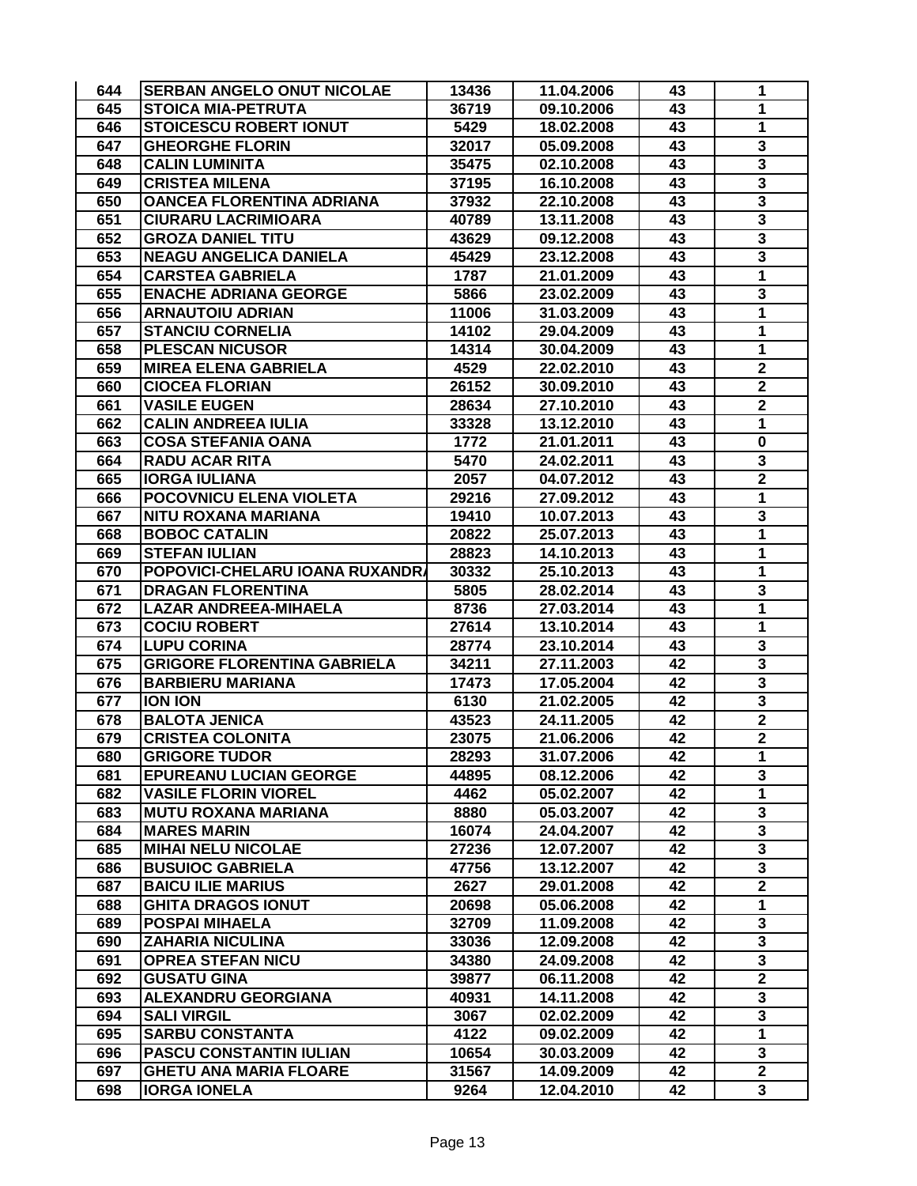| 644 | SERBAN ANGELO ONUT NICOLAE | 13436 | 11.04.2006 | 43 | 1 |
|---|---|---|---|---|---|
| 645 | STOICA MIA-PETRUTA | 36719 | 09.10.2006 | 43 | 1 |
| 646 | STOICESCU ROBERT IONUT | 5429 | 18.02.2008 | 43 | 1 |
| 647 | GHEORGHE FLORIN | 32017 | 05.09.2008 | 43 | 3 |
| 648 | CALIN LUMINITA | 35475 | 02.10.2008 | 43 | 3 |
| 649 | CRISTEA MILENA | 37195 | 16.10.2008 | 43 | 3 |
| 650 | OANCEA FLORENTINA ADRIANA | 37932 | 22.10.2008 | 43 | 3 |
| 651 | CIURARU LACRIMIOARA | 40789 | 13.11.2008 | 43 | 3 |
| 652 | GROZA DANIEL TITU | 43629 | 09.12.2008 | 43 | 3 |
| 653 | NEAGU ANGELICA DANIELA | 45429 | 23.12.2008 | 43 | 3 |
| 654 | CARSTEA GABRIELA | 1787 | 21.01.2009 | 43 | 1 |
| 655 | ENACHE ADRIANA GEORGE | 5866 | 23.02.2009 | 43 | 3 |
| 656 | ARNAUTOIU ADRIAN | 11006 | 31.03.2009 | 43 | 1 |
| 657 | STANCIU CORNELIA | 14102 | 29.04.2009 | 43 | 1 |
| 658 | PLESCAN NICUSOR | 14314 | 30.04.2009 | 43 | 1 |
| 659 | MIREA ELENA GABRIELA | 4529 | 22.02.2010 | 43 | 2 |
| 660 | CIOCEA FLORIAN | 26152 | 30.09.2010 | 43 | 2 |
| 661 | VASILE EUGEN | 28634 | 27.10.2010 | 43 | 2 |
| 662 | CALIN ANDREEA IULIA | 33328 | 13.12.2010 | 43 | 1 |
| 663 | COSA STEFANIA OANA | 1772 | 21.01.2011 | 43 | 0 |
| 664 | RADU ACAR RITA | 5470 | 24.02.2011 | 43 | 3 |
| 665 | IORGA IULIANA | 2057 | 04.07.2012 | 43 | 2 |
| 666 | POCOVNICU ELENA VIOLETA | 29216 | 27.09.2012 | 43 | 1 |
| 667 | NITU ROXANA MARIANA | 19410 | 10.07.2013 | 43 | 3 |
| 668 | BOBOC CATALIN | 20822 | 25.07.2013 | 43 | 1 |
| 669 | STEFAN IULIAN | 28823 | 14.10.2013 | 43 | 1 |
| 670 | POPOVICI-CHELARU IOANA RUXANDRA | 30332 | 25.10.2013 | 43 | 1 |
| 671 | DRAGAN FLORENTINA | 5805 | 28.02.2014 | 43 | 3 |
| 672 | LAZAR ANDREEA-MIHAELA | 8736 | 27.03.2014 | 43 | 1 |
| 673 | COCIU ROBERT | 27614 | 13.10.2014 | 43 | 1 |
| 674 | LUPU CORINA | 28774 | 23.10.2014 | 43 | 3 |
| 675 | GRIGORE FLORENTINA GABRIELA | 34211 | 27.11.2003 | 42 | 3 |
| 676 | BARBIERU MARIANA | 17473 | 17.05.2004 | 42 | 3 |
| 677 | ION ION | 6130 | 21.02.2005 | 42 | 3 |
| 678 | BALOTA JENICA | 43523 | 24.11.2005 | 42 | 2 |
| 679 | CRISTEA COLONITA | 23075 | 21.06.2006 | 42 | 2 |
| 680 | GRIGORE TUDOR | 28293 | 31.07.2006 | 42 | 1 |
| 681 | EPUREANU LUCIAN GEORGE | 44895 | 08.12.2006 | 42 | 3 |
| 682 | VASILE FLORIN VIOREL | 4462 | 05.02.2007 | 42 | 1 |
| 683 | MUTU ROXANA MARIANA | 8880 | 05.03.2007 | 42 | 3 |
| 684 | MARES MARIN | 16074 | 24.04.2007 | 42 | 3 |
| 685 | MIHAI NELU NICOLAE | 27236 | 12.07.2007 | 42 | 3 |
| 686 | BUSUIOC GABRIELA | 47756 | 13.12.2007 | 42 | 3 |
| 687 | BAICU ILIE MARIUS | 2627 | 29.01.2008 | 42 | 2 |
| 688 | GHITA DRAGOS IONUT | 20698 | 05.06.2008 | 42 | 1 |
| 689 | POSPAI MIHAELA | 32709 | 11.09.2008 | 42 | 3 |
| 690 | ZAHARIA NICULINA | 33036 | 12.09.2008 | 42 | 3 |
| 691 | OPREA STEFAN NICU | 34380 | 24.09.2008 | 42 | 3 |
| 692 | GUSATU GINA | 39877 | 06.11.2008 | 42 | 2 |
| 693 | ALEXANDRU GEORGIANA | 40931 | 14.11.2008 | 42 | 3 |
| 694 | SALI VIRGIL | 3067 | 02.02.2009 | 42 | 3 |
| 695 | SARBU CONSTANTA | 4122 | 09.02.2009 | 42 | 1 |
| 696 | PASCU CONSTANTIN IULIAN | 10654 | 30.03.2009 | 42 | 3 |
| 697 | GHETU ANA MARIA FLOARE | 31567 | 14.09.2009 | 42 | 2 |
| 698 | IORGA IONELA | 9264 | 12.04.2010 | 42 | 3 |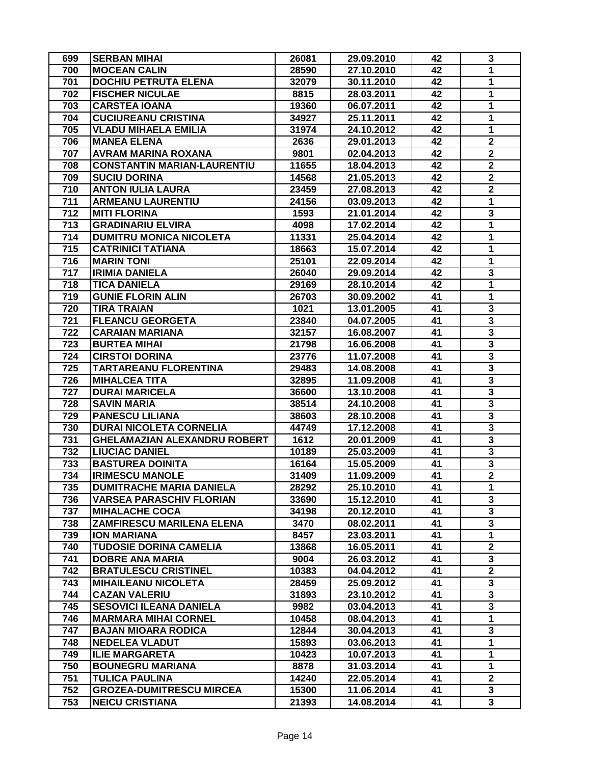| 699 | SERBAN MIHAI | 26081 | 29.09.2010 | 42 | 3 |
|---|---|---|---|---|---|
| 700 | MOCEAN CALIN | 28590 | 27.10.2010 | 42 | 1 |
| 701 | DOCHIU PETRUTA ELENA | 32079 | 30.11.2010 | 42 | 1 |
| 702 | FISCHER NICULAE | 8815 | 28.03.2011 | 42 | 1 |
| 703 | CARSTEA IOANA | 19360 | 06.07.2011 | 42 | 1 |
| 704 | CUCIUREANU CRISTINA | 34927 | 25.11.2011 | 42 | 1 |
| 705 | VLADU MIHAELA EMILIA | 31974 | 24.10.2012 | 42 | 1 |
| 706 | MANEA ELENA | 2636 | 29.01.2013 | 42 | 2 |
| 707 | AVRAM MARINA ROXANA | 9801 | 02.04.2013 | 42 | 2 |
| 708 | CONSTANTIN MARIAN-LAURENTIU | 11655 | 18.04.2013 | 42 | 2 |
| 709 | SUCIU DORINA | 14568 | 21.05.2013 | 42 | 2 |
| 710 | ANTON IULIA LAURA | 23459 | 27.08.2013 | 42 | 2 |
| 711 | ARMEANU LAURENTIU | 24156 | 03.09.2013 | 42 | 1 |
| 712 | MITI FLORINA | 1593 | 21.01.2014 | 42 | 3 |
| 713 | GRADINARIU ELVIRA | 4098 | 17.02.2014 | 42 | 1 |
| 714 | DUMITRU MONICA NICOLETA | 11331 | 25.04.2014 | 42 | 1 |
| 715 | CATRINICI TATIANA | 18663 | 15.07.2014 | 42 | 1 |
| 716 | MARIN TONI | 25101 | 22.09.2014 | 42 | 1 |
| 717 | IRIMIA DANIELA | 26040 | 29.09.2014 | 42 | 3 |
| 718 | TICA DANIELA | 29169 | 28.10.2014 | 42 | 1 |
| 719 | GUNIE FLORIN ALIN | 26703 | 30.09.2002 | 41 | 1 |
| 720 | TIRA TRAIAN | 1021 | 13.01.2005 | 41 | 3 |
| 721 | FLEANCU GEORGETA | 23840 | 04.07.2005 | 41 | 3 |
| 722 | CARAIAN MARIANA | 32157 | 16.08.2007 | 41 | 3 |
| 723 | BURTEA MIHAI | 21798 | 16.06.2008 | 41 | 3 |
| 724 | CIRSTOI DORINA | 23776 | 11.07.2008 | 41 | 3 |
| 725 | TARTAREANU FLORENTINA | 29483 | 14.08.2008 | 41 | 3 |
| 726 | MIHALCEA TITA | 32895 | 11.09.2008 | 41 | 3 |
| 727 | DURAI MARICELA | 36600 | 13.10.2008 | 41 | 3 |
| 728 | SAVIN MARIA | 38514 | 24.10.2008 | 41 | 3 |
| 729 | PANESCU LILIANA | 38603 | 28.10.2008 | 41 | 3 |
| 730 | DURAI NICOLETA CORNELIA | 44749 | 17.12.2008 | 41 | 3 |
| 731 | GHELAMAZIAN ALEXANDRU ROBERT | 1612 | 20.01.2009 | 41 | 3 |
| 732 | LIUCIAC DANIEL | 10189 | 25.03.2009 | 41 | 3 |
| 733 | BASTUREA DOINITA | 16164 | 15.05.2009 | 41 | 3 |
| 734 | IRIMESCU MANOLE | 31409 | 11.09.2009 | 41 | 2 |
| 735 | DUMITRACHE MARIA DANIELA | 28292 | 25.10.2010 | 41 | 1 |
| 736 | VARSEA PARASCHIV FLORIAN | 33690 | 15.12.2010 | 41 | 3 |
| 737 | MIHALACHE COCA | 34198 | 20.12.2010 | 41 | 3 |
| 738 | ZAMFIRESCU MARILENA ELENA | 3470 | 08.02.2011 | 41 | 3 |
| 739 | ION MARIANA | 8457 | 23.03.2011 | 41 | 1 |
| 740 | TUDOSIE DORINA CAMELIA | 13868 | 16.05.2011 | 41 | 2 |
| 741 | DOBRE ANA MARIA | 9004 | 26.03.2012 | 41 | 3 |
| 742 | BRATULESCU CRISTINEL | 10383 | 04.04.2012 | 41 | 2 |
| 743 | MIHAILEANU NICOLETA | 28459 | 25.09.2012 | 41 | 3 |
| 744 | CAZAN VALERIU | 31893 | 23.10.2012 | 41 | 3 |
| 745 | SESOVICI ILEANA DANIELA | 9982 | 03.04.2013 | 41 | 3 |
| 746 | MARMARA MIHAI CORNEL | 10458 | 08.04.2013 | 41 | 1 |
| 747 | BAJAN MIOARA RODICA | 12844 | 30.04.2013 | 41 | 3 |
| 748 | NEDELEA VLADUT | 15893 | 03.06.2013 | 41 | 1 |
| 749 | ILIE MARGARETA | 10423 | 10.07.2013 | 41 | 1 |
| 750 | BOUNEGRU MARIANA | 8878 | 31.03.2014 | 41 | 1 |
| 751 | TULICA PAULINA | 14240 | 22.05.2014 | 41 | 2 |
| 752 | GROZEA-DUMITRESCU MIRCEA | 15300 | 11.06.2014 | 41 | 3 |
| 753 | NEICU CRISTIANA | 21393 | 14.08.2014 | 41 | 3 |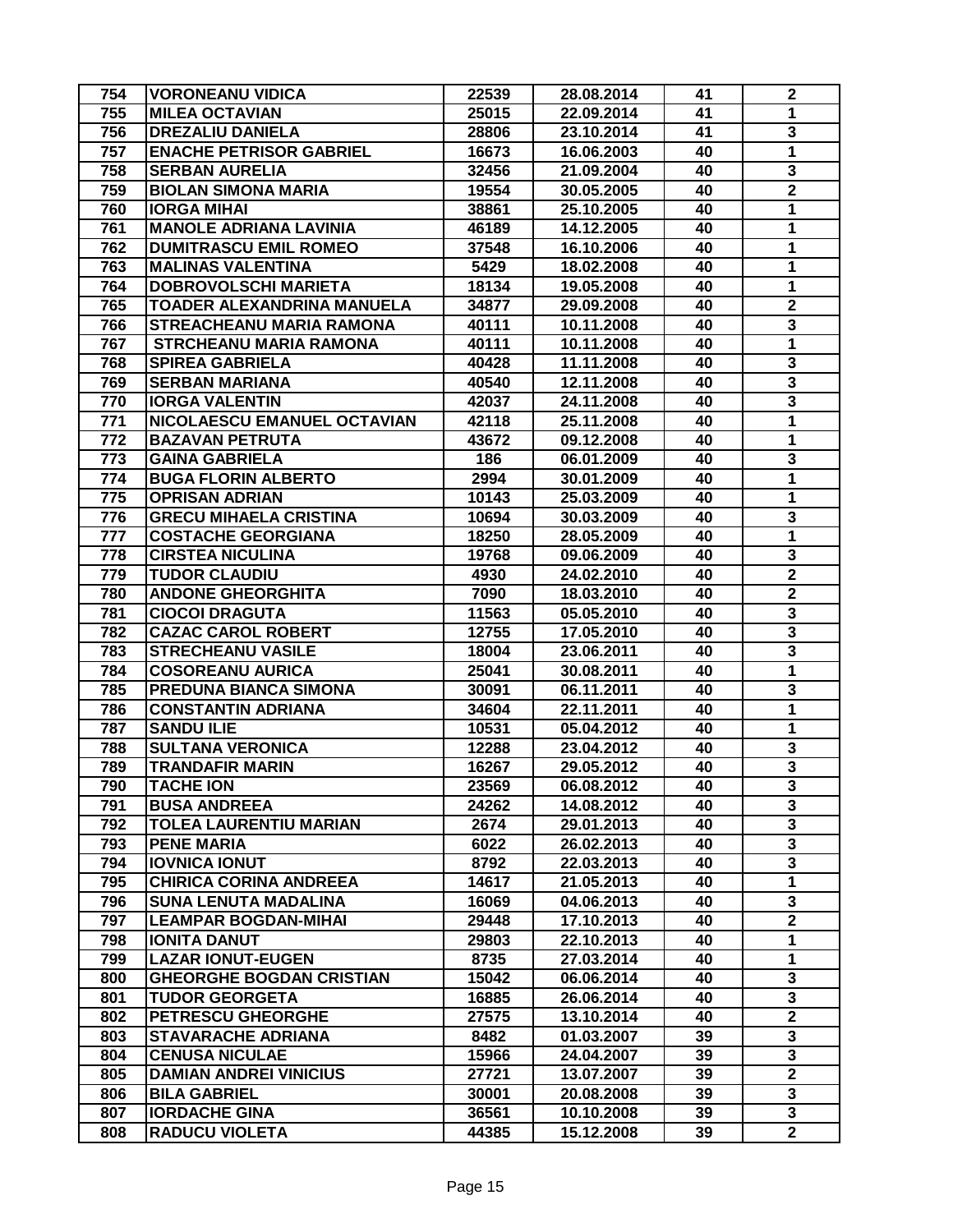| 754 | VORONEANU VIDICA | 22539 | 28.08.2014 | 41 | 2 |
|---|---|---|---|---|---|
| 755 | MILEA OCTAVIAN | 25015 | 22.09.2014 | 41 | 1 |
| 756 | DREZALIU DANIELA | 28806 | 23.10.2014 | 41 | 3 |
| 757 | ENACHE PETRISOR GABRIEL | 16673 | 16.06.2003 | 40 | 1 |
| 758 | SERBAN AURELIA | 32456 | 21.09.2004 | 40 | 3 |
| 759 | BIOLAN SIMONA MARIA | 19554 | 30.05.2005 | 40 | 2 |
| 760 | IORGA MIHAI | 38861 | 25.10.2005 | 40 | 1 |
| 761 | MANOLE ADRIANA LAVINIA | 46189 | 14.12.2005 | 40 | 1 |
| 762 | DUMITRASCU EMIL ROMEO | 37548 | 16.10.2006 | 40 | 1 |
| 763 | MALINAS VALENTINA | 5429 | 18.02.2008 | 40 | 1 |
| 764 | DOBROVOLSCHI MARIETA | 18134 | 19.05.2008 | 40 | 1 |
| 765 | TOADER ALEXANDRINA MANUELA | 34877 | 29.09.2008 | 40 | 2 |
| 766 | STREACHEANU MARIA RAMONA | 40111 | 10.11.2008 | 40 | 3 |
| 767 | STRCHEANU MARIA RAMONA | 40111 | 10.11.2008 | 40 | 1 |
| 768 | SPIREA GABRIELA | 40428 | 11.11.2008 | 40 | 3 |
| 769 | SERBAN MARIANA | 40540 | 12.11.2008 | 40 | 3 |
| 770 | IORGA VALENTIN | 42037 | 24.11.2008 | 40 | 3 |
| 771 | NICOLAESCU EMANUEL OCTAVIAN | 42118 | 25.11.2008 | 40 | 1 |
| 772 | BAZAVAN PETRUTA | 43672 | 09.12.2008 | 40 | 1 |
| 773 | GAINA GABRIELA | 186 | 06.01.2009 | 40 | 3 |
| 774 | BUGA FLORIN ALBERTO | 2994 | 30.01.2009 | 40 | 1 |
| 775 | OPRISAN ADRIAN | 10143 | 25.03.2009 | 40 | 1 |
| 776 | GRECU MIHAELA CRISTINA | 10694 | 30.03.2009 | 40 | 3 |
| 777 | COSTACHE GEORGIANA | 18250 | 28.05.2009 | 40 | 1 |
| 778 | CIRSTEA NICULINA | 19768 | 09.06.2009 | 40 | 3 |
| 779 | TUDOR CLAUDIU | 4930 | 24.02.2010 | 40 | 2 |
| 780 | ANDONE GHEORGHITA | 7090 | 18.03.2010 | 40 | 2 |
| 781 | CIOCOI DRAGUTA | 11563 | 05.05.2010 | 40 | 3 |
| 782 | CAZAC CAROL ROBERT | 12755 | 17.05.2010 | 40 | 3 |
| 783 | STRECHEANU VASILE | 18004 | 23.06.2011 | 40 | 3 |
| 784 | COSOREANU AURICA | 25041 | 30.08.2011 | 40 | 1 |
| 785 | PREDUNA BIANCA SIMONA | 30091 | 06.11.2011 | 40 | 3 |
| 786 | CONSTANTIN ADRIANA | 34604 | 22.11.2011 | 40 | 1 |
| 787 | SANDU ILIE | 10531 | 05.04.2012 | 40 | 1 |
| 788 | SULTANA VERONICA | 12288 | 23.04.2012 | 40 | 3 |
| 789 | TRANDAFIR MARIN | 16267 | 29.05.2012 | 40 | 3 |
| 790 | TACHE ION | 23569 | 06.08.2012 | 40 | 3 |
| 791 | BUSA ANDREEA | 24262 | 14.08.2012 | 40 | 3 |
| 792 | TOLEA LAURENTIU MARIAN | 2674 | 29.01.2013 | 40 | 3 |
| 793 | PENE MARIA | 6022 | 26.02.2013 | 40 | 3 |
| 794 | IOVNICA IONUT | 8792 | 22.03.2013 | 40 | 3 |
| 795 | CHIRICA CORINA ANDREEA | 14617 | 21.05.2013 | 40 | 1 |
| 796 | SUNA LENUTA MADALINA | 16069 | 04.06.2013 | 40 | 3 |
| 797 | LEAMPAR BOGDAN-MIHAI | 29448 | 17.10.2013 | 40 | 2 |
| 798 | IONITA DANUT | 29803 | 22.10.2013 | 40 | 1 |
| 799 | LAZAR IONUT-EUGEN | 8735 | 27.03.2014 | 40 | 1 |
| 800 | GHEORGHE BOGDAN CRISTIAN | 15042 | 06.06.2014 | 40 | 3 |
| 801 | TUDOR GEORGETA | 16885 | 26.06.2014 | 40 | 3 |
| 802 | PETRESCU GHEORGHE | 27575 | 13.10.2014 | 40 | 2 |
| 803 | STAVARACHE ADRIANA | 8482 | 01.03.2007 | 39 | 3 |
| 804 | CENUSA NICULAE | 15966 | 24.04.2007 | 39 | 3 |
| 805 | DAMIAN ANDREI VINICIUS | 27721 | 13.07.2007 | 39 | 2 |
| 806 | BILA GABRIEL | 30001 | 20.08.2008 | 39 | 3 |
| 807 | IORDACHE GINA | 36561 | 10.10.2008 | 39 | 3 |
| 808 | RADUCU VIOLETA | 44385 | 15.12.2008 | 39 | 2 |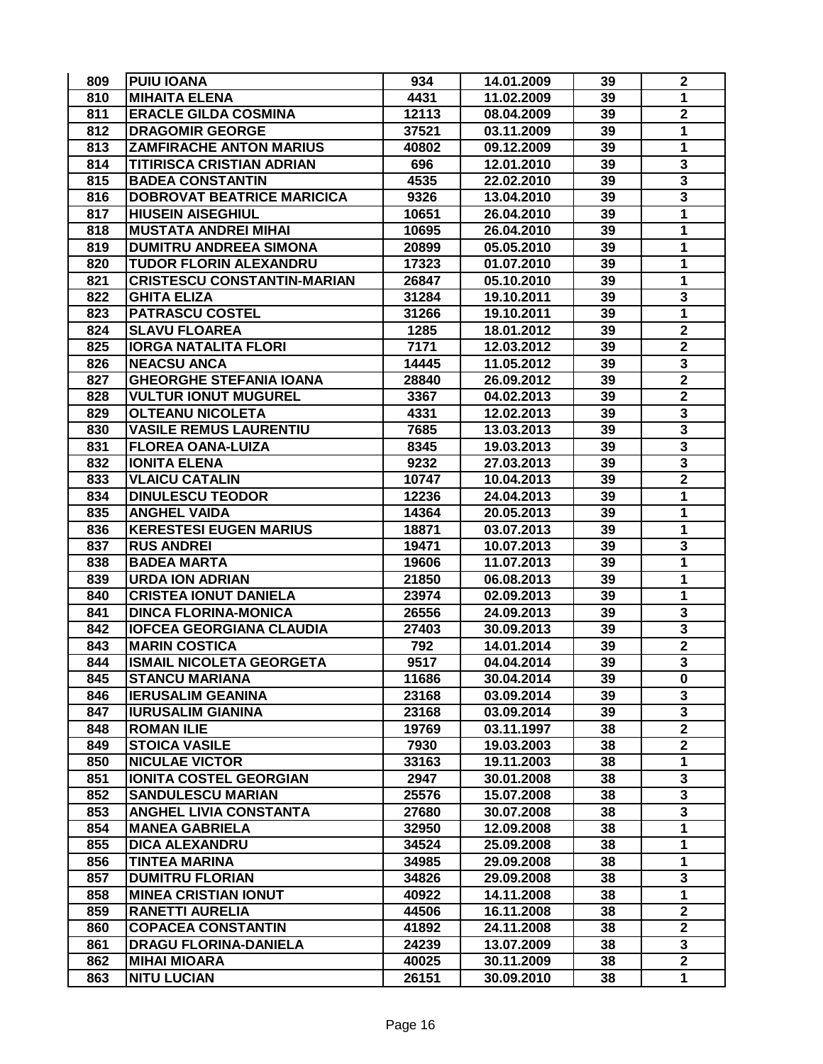| 809 | PUIU IOANA | 934 | 14.01.2009 | 39 | 2 |
|---|---|---|---|---|---|
| 810 | MIHAITA ELENA | 4431 | 11.02.2009 | 39 | 1 |
| 811 | ERACLE GILDA COSMINA | 12113 | 08.04.2009 | 39 | 2 |
| 812 | DRAGOMIR GEORGE | 37521 | 03.11.2009 | 39 | 1 |
| 813 | ZAMFIRACHE ANTON MARIUS | 40802 | 09.12.2009 | 39 | 1 |
| 814 | TITIRISCA CRISTIAN ADRIAN | 696 | 12.01.2010 | 39 | 3 |
| 815 | BADEA CONSTANTIN | 4535 | 22.02.2010 | 39 | 3 |
| 816 | DOBROVAT BEATRICE MARICICA | 9326 | 13.04.2010 | 39 | 3 |
| 817 | HIUSEIN AISEGHIUL | 10651 | 26.04.2010 | 39 | 1 |
| 818 | MUSTATA ANDREI MIHAI | 10695 | 26.04.2010 | 39 | 1 |
| 819 | DUMITRU ANDREEA SIMONA | 20899 | 05.05.2010 | 39 | 1 |
| 820 | TUDOR FLORIN ALEXANDRU | 17323 | 01.07.2010 | 39 | 1 |
| 821 | CRISTESCU CONSTANTIN-MARIAN | 26847 | 05.10.2010 | 39 | 1 |
| 822 | GHITA ELIZA | 31284 | 19.10.2011 | 39 | 3 |
| 823 | PATRASCU COSTEL | 31266 | 19.10.2011 | 39 | 1 |
| 824 | SLAVU FLOAREA | 1285 | 18.01.2012 | 39 | 2 |
| 825 | IORGA NATALITA FLORI | 7171 | 12.03.2012 | 39 | 2 |
| 826 | NEACSU ANCA | 14445 | 11.05.2012 | 39 | 3 |
| 827 | GHEORGHE STEFANIA IOANA | 28840 | 26.09.2012 | 39 | 2 |
| 828 | VULTUR IONUT MUGUREL | 3367 | 04.02.2013 | 39 | 2 |
| 829 | OLTEANU NICOLETA | 4331 | 12.02.2013 | 39 | 3 |
| 830 | VASILE REMUS LAURENTIU | 7685 | 13.03.2013 | 39 | 3 |
| 831 | FLOREA OANA-LUIZA | 8345 | 19.03.2013 | 39 | 3 |
| 832 | IONITA ELENA | 9232 | 27.03.2013 | 39 | 3 |
| 833 | VLAICU CATALIN | 10747 | 10.04.2013 | 39 | 2 |
| 834 | DINULESCU TEODOR | 12236 | 24.04.2013 | 39 | 1 |
| 835 | ANGHEL VAIDA | 14364 | 20.05.2013 | 39 | 1 |
| 836 | KERESTESI EUGEN MARIUS | 18871 | 03.07.2013 | 39 | 1 |
| 837 | RUS ANDREI | 19471 | 10.07.2013 | 39 | 3 |
| 838 | BADEA MARTA | 19606 | 11.07.2013 | 39 | 1 |
| 839 | URDA ION ADRIAN | 21850 | 06.08.2013 | 39 | 1 |
| 840 | CRISTEA IONUT DANIELA | 23974 | 02.09.2013 | 39 | 1 |
| 841 | DINCA FLORINA-MONICA | 26556 | 24.09.2013 | 39 | 3 |
| 842 | IOFCEA GEORGIANA CLAUDIA | 27403 | 30.09.2013 | 39 | 3 |
| 843 | MARIN COSTICA | 792 | 14.01.2014 | 39 | 2 |
| 844 | ISMAIL NICOLETA GEORGETA | 9517 | 04.04.2014 | 39 | 3 |
| 845 | STANCU MARIANA | 11686 | 30.04.2014 | 39 | 0 |
| 846 | IERUSALIM GEANINA | 23168 | 03.09.2014 | 39 | 3 |
| 847 | IURUSALIM GIANINA | 23168 | 03.09.2014 | 39 | 3 |
| 848 | ROMAN ILIE | 19769 | 03.11.1997 | 38 | 2 |
| 849 | STOICA VASILE | 7930 | 19.03.2003 | 38 | 2 |
| 850 | NICULAE VICTOR | 33163 | 19.11.2003 | 38 | 1 |
| 851 | IONITA COSTEL GEORGIAN | 2947 | 30.01.2008 | 38 | 3 |
| 852 | SANDULESCU MARIAN | 25576 | 15.07.2008 | 38 | 3 |
| 853 | ANGHEL LIVIA CONSTANTA | 27680 | 30.07.2008 | 38 | 3 |
| 854 | MANEA GABRIELA | 32950 | 12.09.2008 | 38 | 1 |
| 855 | DICA ALEXANDRU | 34524 | 25.09.2008 | 38 | 1 |
| 856 | TINTEA MARINA | 34985 | 29.09.2008 | 38 | 1 |
| 857 | DUMITRU FLORIAN | 34826 | 29.09.2008 | 38 | 3 |
| 858 | MINEA CRISTIAN IONUT | 40922 | 14.11.2008 | 38 | 1 |
| 859 | RANETTI AURELIA | 44506 | 16.11.2008 | 38 | 2 |
| 860 | COPACEA CONSTANTIN | 41892 | 24.11.2008 | 38 | 2 |
| 861 | DRAGU FLORINA-DANIELA | 24239 | 13.07.2009 | 38 | 3 |
| 862 | MIHAI MIOARA | 40025 | 30.11.2009 | 38 | 2 |
| 863 | NITU LUCIAN | 26151 | 30.09.2010 | 38 | 1 |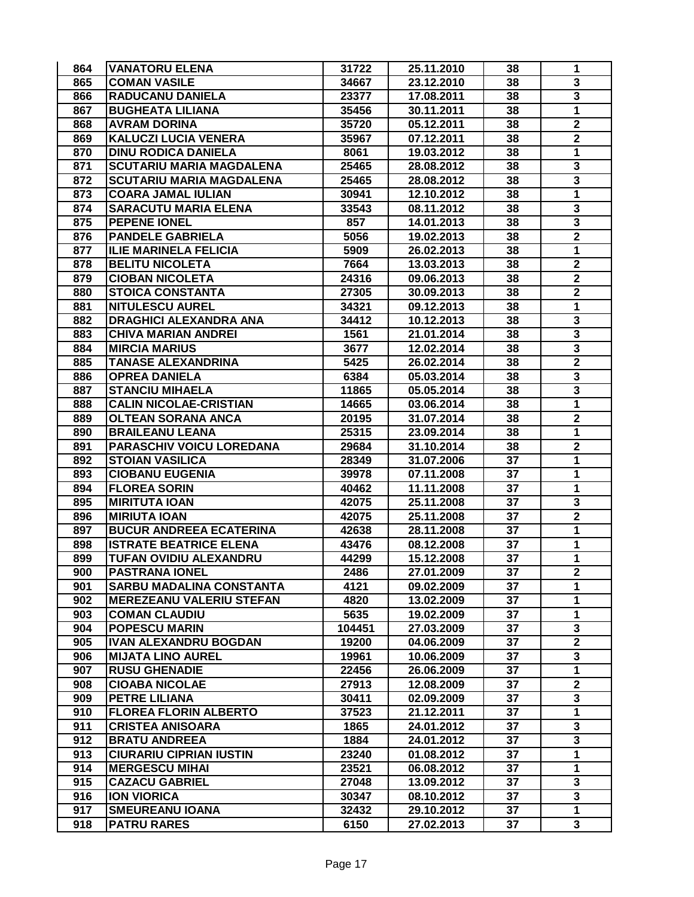| 864 | VANATORU ELENA | 31722 | 25.11.2010 | 38 | 1 |
|---|---|---|---|---|---|
| 865 | COMAN VASILE | 34667 | 23.12.2010 | 38 | 3 |
| 866 | RADUCANU DANIELA | 23377 | 17.08.2011 | 38 | 3 |
| 867 | BUGHEATA LILIANA | 35456 | 30.11.2011 | 38 | 1 |
| 868 | AVRAM DORINA | 35720 | 05.12.2011 | 38 | 2 |
| 869 | KALUCZI LUCIA VENERA | 35967 | 07.12.2011 | 38 | 2 |
| 870 | DINU RODICA DANIELA | 8061 | 19.03.2012 | 38 | 1 |
| 871 | SCUTARIU MARIA MAGDALENA | 25465 | 28.08.2012 | 38 | 3 |
| 872 | SCUTARIU MARIA MAGDALENA | 25465 | 28.08.2012 | 38 | 3 |
| 873 | COARA JAMAL IULIAN | 30941 | 12.10.2012 | 38 | 1 |
| 874 | SARACUTU MARIA ELENA | 33543 | 08.11.2012 | 38 | 3 |
| 875 | PEPENE IONEL | 857 | 14.01.2013 | 38 | 3 |
| 876 | PANDELE GABRIELA | 5056 | 19.02.2013 | 38 | 2 |
| 877 | ILIE MARINELA FELICIA | 5909 | 26.02.2013 | 38 | 1 |
| 878 | BELITU NICOLETA | 7664 | 13.03.2013 | 38 | 2 |
| 879 | CIOBAN NICOLETA | 24316 | 09.06.2013 | 38 | 2 |
| 880 | STOICA CONSTANTA | 27305 | 30.09.2013 | 38 | 2 |
| 881 | NITULESCU AUREL | 34321 | 09.12.2013 | 38 | 1 |
| 882 | DRAGHICI ALEXANDRA ANA | 34412 | 10.12.2013 | 38 | 3 |
| 883 | CHIVA MARIAN ANDREI | 1561 | 21.01.2014 | 38 | 3 |
| 884 | MIRCIA MARIUS | 3677 | 12.02.2014 | 38 | 3 |
| 885 | TANASE ALEXANDRINA | 5425 | 26.02.2014 | 38 | 2 |
| 886 | OPREA DANIELA | 6384 | 05.03.2014 | 38 | 3 |
| 887 | STANCIU MIHAELA | 11865 | 05.05.2014 | 38 | 3 |
| 888 | CALIN NICOLAE-CRISTIAN | 14665 | 03.06.2014 | 38 | 1 |
| 889 | OLTEAN SORANA ANCA | 20195 | 31.07.2014 | 38 | 2 |
| 890 | BRAILEANU LEANA | 25315 | 23.09.2014 | 38 | 1 |
| 891 | PARASCHIV VOICU LOREDANA | 29684 | 31.10.2014 | 38 | 2 |
| 892 | STOIAN VASILICA | 28349 | 31.07.2006 | 37 | 1 |
| 893 | CIOBANU EUGENIA | 39978 | 07.11.2008 | 37 | 1 |
| 894 | FLOREA SORIN | 40462 | 11.11.2008 | 37 | 1 |
| 895 | MIRITUTA IOAN | 42075 | 25.11.2008 | 37 | 3 |
| 896 | MIRIUTA IOAN | 42075 | 25.11.2008 | 37 | 2 |
| 897 | BUCUR ANDREEA ECATERINA | 42638 | 28.11.2008 | 37 | 1 |
| 898 | ISTRATE BEATRICE ELENA | 43476 | 08.12.2008 | 37 | 1 |
| 899 | TUFAN OVIDIU ALEXANDRU | 44299 | 15.12.2008 | 37 | 1 |
| 900 | PASTRANA IONEL | 2486 | 27.01.2009 | 37 | 2 |
| 901 | SARBU MADALINA CONSTANTA | 4121 | 09.02.2009 | 37 | 1 |
| 902 | MEREZEANU VALERIU STEFAN | 4820 | 13.02.2009 | 37 | 1 |
| 903 | COMAN CLAUDIU | 5635 | 19.02.2009 | 37 | 1 |
| 904 | POPESCU MARIN | 104451 | 27.03.2009 | 37 | 3 |
| 905 | IVAN ALEXANDRU BOGDAN | 19200 | 04.06.2009 | 37 | 2 |
| 906 | MIJATA LINO AUREL | 19961 | 10.06.2009 | 37 | 3 |
| 907 | RUSU GHENADIE | 22456 | 26.06.2009 | 37 | 1 |
| 908 | CIOABA NICOLAE | 27913 | 12.08.2009 | 37 | 2 |
| 909 | PETRE LILIANA | 30411 | 02.09.2009 | 37 | 3 |
| 910 | FLOREA FLORIN ALBERTO | 37523 | 21.12.2011 | 37 | 1 |
| 911 | CRISTEA ANISOARA | 1865 | 24.01.2012 | 37 | 3 |
| 912 | BRATU ANDREEA | 1884 | 24.01.2012 | 37 | 3 |
| 913 | CIURARIU CIPRIAN IUSTIN | 23240 | 01.08.2012 | 37 | 1 |
| 914 | MERGESCU MIHAI | 23521 | 06.08.2012 | 37 | 1 |
| 915 | CAZACU GABRIEL | 27048 | 13.09.2012 | 37 | 3 |
| 916 | ION VIORICA | 30347 | 08.10.2012 | 37 | 3 |
| 917 | SMEUREANU IOANA | 32432 | 29.10.2012 | 37 | 1 |
| 918 | PATRU RARES | 6150 | 27.02.2013 | 37 | 3 |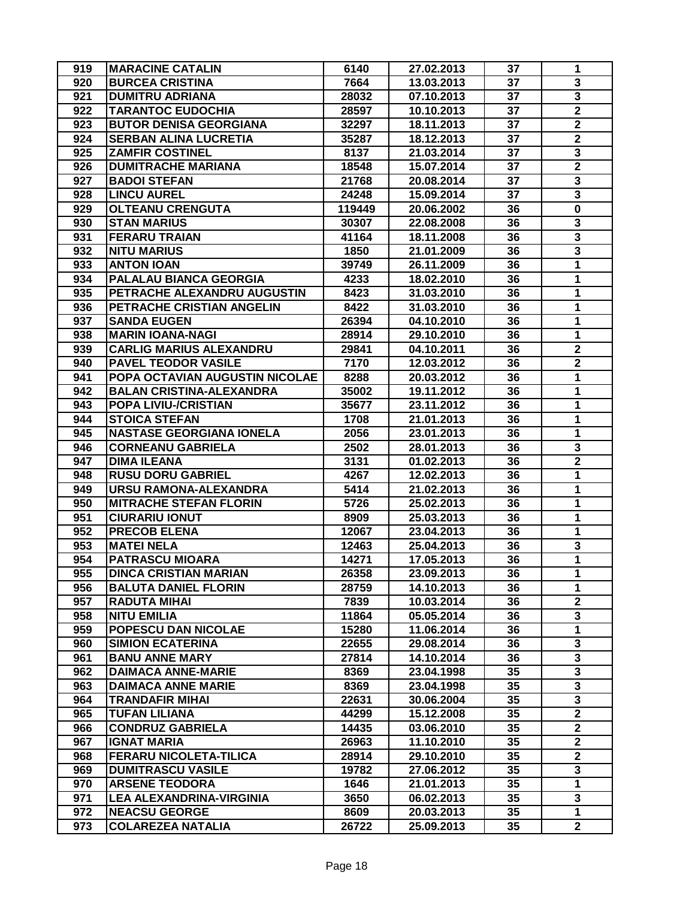| 919 | MARACINE CATALIN | 6140 | 27.02.2013 | 37 | 1 |
|---|---|---|---|---|---|
| 920 | BURCEA CRISTINA | 7664 | 13.03.2013 | 37 | 3 |
| 921 | DUMITRU ADRIANA | 28032 | 07.10.2013 | 37 | 3 |
| 922 | TARANTOC EUDOCHIA | 28597 | 10.10.2013 | 37 | 2 |
| 923 | BUTOR DENISA GEORGIANA | 32297 | 18.11.2013 | 37 | 2 |
| 924 | SERBAN ALINA LUCRETIA | 35287 | 18.12.2013 | 37 | 2 |
| 925 | ZAMFIR COSTINEL | 8137 | 21.03.2014 | 37 | 3 |
| 926 | DUMITRACHE MARIANA | 18548 | 15.07.2014 | 37 | 2 |
| 927 | BADOI STEFAN | 21768 | 20.08.2014 | 37 | 3 |
| 928 | LINCU AUREL | 24248 | 15.09.2014 | 37 | 3 |
| 929 | OLTEANU CRENGUTA | 119449 | 20.06.2002 | 36 | 0 |
| 930 | STAN MARIUS | 30307 | 22.08.2008 | 36 | 3 |
| 931 | FERARU TRAIAN | 41164 | 18.11.2008 | 36 | 3 |
| 932 | NITU MARIUS | 1850 | 21.01.2009 | 36 | 3 |
| 933 | ANTON IOAN | 39749 | 26.11.2009 | 36 | 1 |
| 934 | PALALAU BIANCA GEORGIA | 4233 | 18.02.2010 | 36 | 1 |
| 935 | PETRACHE ALEXANDRU AUGUSTIN | 8423 | 31.03.2010 | 36 | 1 |
| 936 | PETRACHE CRISTIAN ANGELIN | 8422 | 31.03.2010 | 36 | 1 |
| 937 | SANDA EUGEN | 26394 | 04.10.2010 | 36 | 1 |
| 938 | MARIN IOANA-NAGI | 28914 | 29.10.2010 | 36 | 1 |
| 939 | CARLIG MARIUS ALEXANDRU | 29841 | 04.10.2011 | 36 | 2 |
| 940 | PAVEL TEODOR VASILE | 7170 | 12.03.2012 | 36 | 2 |
| 941 | POPA OCTAVIAN AUGUSTIN NICOLAE | 8288 | 20.03.2012 | 36 | 1 |
| 942 | BALAN CRISTINA-ALEXANDRA | 35002 | 19.11.2012 | 36 | 1 |
| 943 | POPA LIVIU-/CRISTIAN | 35677 | 23.11.2012 | 36 | 1 |
| 944 | STOICA STEFAN | 1708 | 21.01.2013 | 36 | 1 |
| 945 | NASTASE GEORGIANA IONELA | 2056 | 23.01.2013 | 36 | 1 |
| 946 | CORNEANU GABRIELA | 2502 | 28.01.2013 | 36 | 3 |
| 947 | DIMA ILEANA | 3131 | 01.02.2013 | 36 | 2 |
| 948 | RUSU DORU GABRIEL | 4267 | 12.02.2013 | 36 | 1 |
| 949 | URSU RAMONA-ALEXANDRA | 5414 | 21.02.2013 | 36 | 1 |
| 950 | MITRACHE STEFAN FLORIN | 5726 | 25.02.2013 | 36 | 1 |
| 951 | CIURARIU IONUT | 8909 | 25.03.2013 | 36 | 1 |
| 952 | PRECOB ELENA | 12067 | 23.04.2013 | 36 | 1 |
| 953 | MATEI NELA | 12463 | 25.04.2013 | 36 | 3 |
| 954 | PATRASCU MIOARA | 14271 | 17.05.2013 | 36 | 1 |
| 955 | DINCA CRISTIAN MARIAN | 26358 | 23.09.2013 | 36 | 1 |
| 956 | BALUTA DANIEL FLORIN | 28759 | 14.10.2013 | 36 | 1 |
| 957 | RADUTA MIHAI | 7839 | 10.03.2014 | 36 | 2 |
| 958 | NITU EMILIA | 11864 | 05.05.2014 | 36 | 3 |
| 959 | POPESCU DAN NICOLAE | 15280 | 11.06.2014 | 36 | 1 |
| 960 | SIMION ECATERINA | 22655 | 29.08.2014 | 36 | 3 |
| 961 | BANU ANNE MARY | 27814 | 14.10.2014 | 36 | 3 |
| 962 | DAIMACA ANNE-MARIE | 8369 | 23.04.1998 | 35 | 3 |
| 963 | DAIMACA ANNE MARIE | 8369 | 23.04.1998 | 35 | 3 |
| 964 | TRANDAFIR MIHAI | 22631 | 30.06.2004 | 35 | 3 |
| 965 | TUFAN LILIANA | 44299 | 15.12.2008 | 35 | 2 |
| 966 | CONDRUZ GABRIELA | 14435 | 03.06.2010 | 35 | 2 |
| 967 | IGNAT MARIA | 26963 | 11.10.2010 | 35 | 2 |
| 968 | FERARU NICOLETA-TILICA | 28914 | 29.10.2010 | 35 | 2 |
| 969 | DUMITRASCU VASILE | 19782 | 27.06.2012 | 35 | 3 |
| 970 | ARSENE TEODORA | 1646 | 21.01.2013 | 35 | 1 |
| 971 | LEA ALEXANDRINA-VIRGINIA | 3650 | 06.02.2013 | 35 | 3 |
| 972 | NEACSU GEORGE | 8609 | 20.03.2013 | 35 | 1 |
| 973 | COLAREZEA NATALIA | 26722 | 25.09.2013 | 35 | 2 |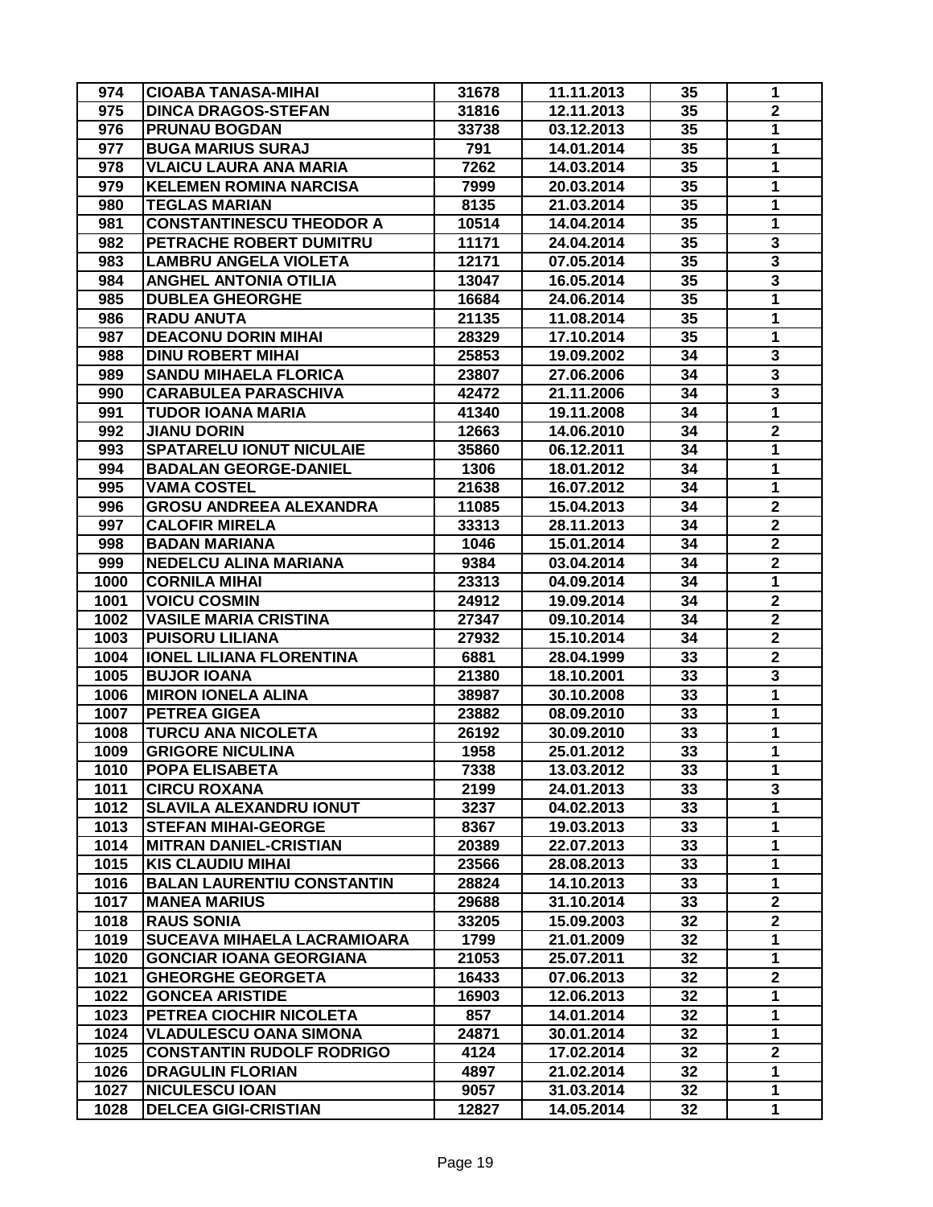| | | | | | |
|---|---|---|---|---|---|
| 974 | CIOABA TANASA-MIHAI | 31678 | 11.11.2013 | 35 | 1 |
| 975 | DINCA DRAGOS-STEFAN | 31816 | 12.11.2013 | 35 | 2 |
| 976 | PRUNAU BOGDAN | 33738 | 03.12.2013 | 35 | 1 |
| 977 | BUGA MARIUS SURAJ | 791 | 14.01.2014 | 35 | 1 |
| 978 | VLAICU LAURA ANA MARIA | 7262 | 14.03.2014 | 35 | 1 |
| 979 | KELEMEN ROMINA NARCISA | 7999 | 20.03.2014 | 35 | 1 |
| 980 | TEGLAS MARIAN | 8135 | 21.03.2014 | 35 | 1 |
| 981 | CONSTANTINESCU THEODOR A | 10514 | 14.04.2014 | 35 | 1 |
| 982 | PETRACHE ROBERT DUMITRU | 11171 | 24.04.2014 | 35 | 3 |
| 983 | LAMBRU ANGELA VIOLETA | 12171 | 07.05.2014 | 35 | 3 |
| 984 | ANGHEL ANTONIA OTILIA | 13047 | 16.05.2014 | 35 | 3 |
| 985 | DUBLEA GHEORGHE | 16684 | 24.06.2014 | 35 | 1 |
| 986 | RADU ANUTA | 21135 | 11.08.2014 | 35 | 1 |
| 987 | DEACONU DORIN MIHAI | 28329 | 17.10.2014 | 35 | 1 |
| 988 | DINU ROBERT MIHAI | 25853 | 19.09.2002 | 34 | 3 |
| 989 | SANDU MIHAELA FLORICA | 23807 | 27.06.2006 | 34 | 3 |
| 990 | CARABULEA PARASCHIVA | 42472 | 21.11.2006 | 34 | 3 |
| 991 | TUDOR IOANA MARIA | 41340 | 19.11.2008 | 34 | 1 |
| 992 | JIANU DORIN | 12663 | 14.06.2010 | 34 | 2 |
| 993 | SPATARELU IONUT NICULAIE | 35860 | 06.12.2011 | 34 | 1 |
| 994 | BADALAN GEORGE-DANIEL | 1306 | 18.01.2012 | 34 | 1 |
| 995 | VAMA COSTEL | 21638 | 16.07.2012 | 34 | 1 |
| 996 | GROSU ANDREEA ALEXANDRA | 11085 | 15.04.2013 | 34 | 2 |
| 997 | CALOFIR MIRELA | 33313 | 28.11.2013 | 34 | 2 |
| 998 | BADAN MARIANA | 1046 | 15.01.2014 | 34 | 2 |
| 999 | NEDELCU ALINA MARIANA | 9384 | 03.04.2014 | 34 | 2 |
| 1000 | CORNILA MIHAI | 23313 | 04.09.2014 | 34 | 1 |
| 1001 | VOICU COSMIN | 24912 | 19.09.2014 | 34 | 2 |
| 1002 | VASILE MARIA CRISTINA | 27347 | 09.10.2014 | 34 | 2 |
| 1003 | PUISORU LILIANA | 27932 | 15.10.2014 | 34 | 2 |
| 1004 | IONEL LILIANA FLORENTINA | 6881 | 28.04.1999 | 33 | 2 |
| 1005 | BUJOR IOANA | 21380 | 18.10.2001 | 33 | 3 |
| 1006 | MIRON IONELA ALINA | 38987 | 30.10.2008 | 33 | 1 |
| 1007 | PETREA GIGEA | 23882 | 08.09.2010 | 33 | 1 |
| 1008 | TURCU ANA NICOLETA | 26192 | 30.09.2010 | 33 | 1 |
| 1009 | GRIGORE NICULINA | 1958 | 25.01.2012 | 33 | 1 |
| 1010 | POPA ELISABETA | 7338 | 13.03.2012 | 33 | 1 |
| 1011 | CIRCU ROXANA | 2199 | 24.01.2013 | 33 | 3 |
| 1012 | SLAVILA ALEXANDRU IONUT | 3237 | 04.02.2013 | 33 | 1 |
| 1013 | STEFAN MIHAI-GEORGE | 8367 | 19.03.2013 | 33 | 1 |
| 1014 | MITRAN DANIEL-CRISTIAN | 20389 | 22.07.2013 | 33 | 1 |
| 1015 | KIS CLAUDIU MIHAI | 23566 | 28.08.2013 | 33 | 1 |
| 1016 | BALAN LAURENTIU CONSTANTIN | 28824 | 14.10.2013 | 33 | 1 |
| 1017 | MANEA MARIUS | 29688 | 31.10.2014 | 33 | 2 |
| 1018 | RAUS SONIA | 33205 | 15.09.2003 | 32 | 2 |
| 1019 | SUCEAVA MIHAELA LACRAMIOARA | 1799 | 21.01.2009 | 32 | 1 |
| 1020 | GONCIAR IOANA GEORGIANA | 21053 | 25.07.2011 | 32 | 1 |
| 1021 | GHEORGHE GEORGETA | 16433 | 07.06.2013 | 32 | 2 |
| 1022 | GONCEA ARISTIDE | 16903 | 12.06.2013 | 32 | 1 |
| 1023 | PETREA CIOCHIR NICOLETA | 857 | 14.01.2014 | 32 | 1 |
| 1024 | VLADULESCU OANA SIMONA | 24871 | 30.01.2014 | 32 | 1 |
| 1025 | CONSTANTIN RUDOLF RODRIGO | 4124 | 17.02.2014 | 32 | 2 |
| 1026 | DRAGULIN FLORIAN | 4897 | 21.02.2014 | 32 | 1 |
| 1027 | NICULESCU IOAN | 9057 | 31.03.2014 | 32 | 1 |
| 1028 | DELCEA GIGI-CRISTIAN | 12827 | 14.05.2014 | 32 | 1 |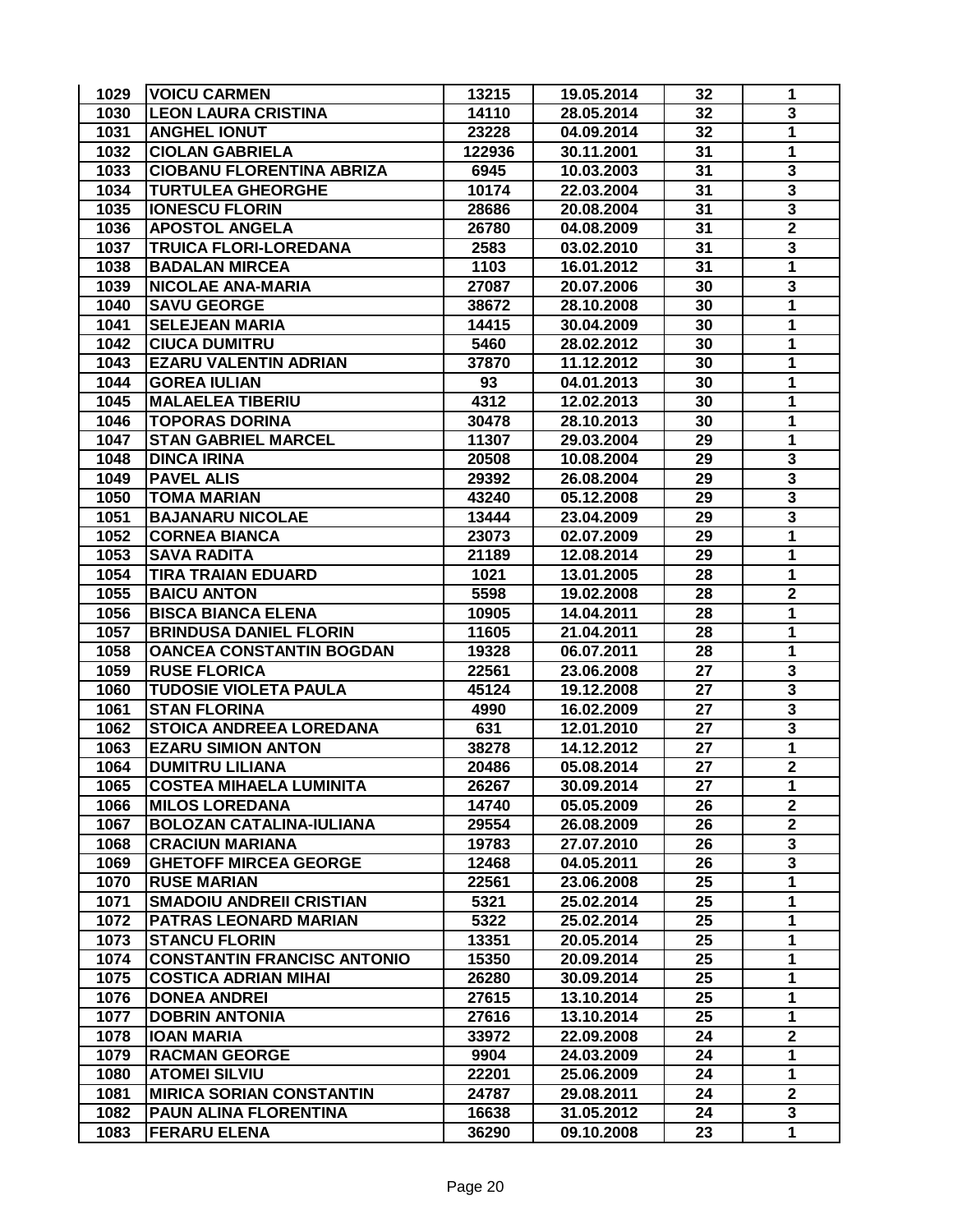| 1029 | VOICU CARMEN | 13215 | 19.05.2014 | 32 | 1 |
|---|---|---|---|---|---|
| 1030 | LEON LAURA CRISTINA | 14110 | 28.05.2014 | 32 | 3 |
| 1031 | ANGHEL IONUT | 23228 | 04.09.2014 | 32 | 1 |
| 1032 | CIOLAN GABRIELA | 122936 | 30.11.2001 | 31 | 1 |
| 1033 | CIOBANU FLORENTINA ABRIZA | 6945 | 10.03.2003 | 31 | 3 |
| 1034 | TURTULEA GHEORGHE | 10174 | 22.03.2004 | 31 | 3 |
| 1035 | IONESCU FLORIN | 28686 | 20.08.2004 | 31 | 3 |
| 1036 | APOSTOL ANGELA | 26780 | 04.08.2009 | 31 | 2 |
| 1037 | TRUICA FLORI-LOREDANA | 2583 | 03.02.2010 | 31 | 3 |
| 1038 | BADALAN MIRCEA | 1103 | 16.01.2012 | 31 | 1 |
| 1039 | NICOLAE ANA-MARIA | 27087 | 20.07.2006 | 30 | 3 |
| 1040 | SAVU GEORGE | 38672 | 28.10.2008 | 30 | 1 |
| 1041 | SELEJEAN MARIA | 14415 | 30.04.2009 | 30 | 1 |
| 1042 | CIUCA DUMITRU | 5460 | 28.02.2012 | 30 | 1 |
| 1043 | EZARU VALENTIN ADRIAN | 37870 | 11.12.2012 | 30 | 1 |
| 1044 | GOREA IULIAN | 93 | 04.01.2013 | 30 | 1 |
| 1045 | MALAELEA TIBERIU | 4312 | 12.02.2013 | 30 | 1 |
| 1046 | TOPORAS DORINA | 30478 | 28.10.2013 | 30 | 1 |
| 1047 | STAN GABRIEL MARCEL | 11307 | 29.03.2004 | 29 | 1 |
| 1048 | DINCA IRINA | 20508 | 10.08.2004 | 29 | 3 |
| 1049 | PAVEL ALIS | 29392 | 26.08.2004 | 29 | 3 |
| 1050 | TOMA MARIAN | 43240 | 05.12.2008 | 29 | 3 |
| 1051 | BAJANARU NICOLAE | 13444 | 23.04.2009 | 29 | 3 |
| 1052 | CORNEA BIANCA | 23073 | 02.07.2009 | 29 | 1 |
| 1053 | SAVA RADITA | 21189 | 12.08.2014 | 29 | 1 |
| 1054 | TIRA TRAIAN EDUARD | 1021 | 13.01.2005 | 28 | 1 |
| 1055 | BAICU ANTON | 5598 | 19.02.2008 | 28 | 2 |
| 1056 | BISCA BIANCA ELENA | 10905 | 14.04.2011 | 28 | 1 |
| 1057 | BRINDUSA DANIEL FLORIN | 11605 | 21.04.2011 | 28 | 1 |
| 1058 | OANCEA CONSTANTIN BOGDAN | 19328 | 06.07.2011 | 28 | 1 |
| 1059 | RUSE FLORICA | 22561 | 23.06.2008 | 27 | 3 |
| 1060 | TUDOSIE VIOLETA PAULA | 45124 | 19.12.2008 | 27 | 3 |
| 1061 | STAN FLORINA | 4990 | 16.02.2009 | 27 | 3 |
| 1062 | STOICA ANDREEA LOREDANA | 631 | 12.01.2010 | 27 | 3 |
| 1063 | EZARU SIMION ANTON | 38278 | 14.12.2012 | 27 | 1 |
| 1064 | DUMITRU LILIANA | 20486 | 05.08.2014 | 27 | 2 |
| 1065 | COSTEA MIHAELA LUMINITA | 26267 | 30.09.2014 | 27 | 1 |
| 1066 | MILOS LOREDANA | 14740 | 05.05.2009 | 26 | 2 |
| 1067 | BOLOZAN CATALINA-IULIANA | 29554 | 26.08.2009 | 26 | 2 |
| 1068 | CRACIUN MARIANA | 19783 | 27.07.2010 | 26 | 3 |
| 1069 | GHETOFF MIRCEA GEORGE | 12468 | 04.05.2011 | 26 | 3 |
| 1070 | RUSE MARIAN | 22561 | 23.06.2008 | 25 | 1 |
| 1071 | SMADOIU ANDREII CRISTIAN | 5321 | 25.02.2014 | 25 | 1 |
| 1072 | PATRAS LEONARD MARIAN | 5322 | 25.02.2014 | 25 | 1 |
| 1073 | STANCU FLORIN | 13351 | 20.05.2014 | 25 | 1 |
| 1074 | CONSTANTIN FRANCISC ANTONIO | 15350 | 20.09.2014 | 25 | 1 |
| 1075 | COSTICA ADRIAN MIHAI | 26280 | 30.09.2014 | 25 | 1 |
| 1076 | DONEA ANDREI | 27615 | 13.10.2014 | 25 | 1 |
| 1077 | DOBRIN ANTONIA | 27616 | 13.10.2014 | 25 | 1 |
| 1078 | IOAN MARIA | 33972 | 22.09.2008 | 24 | 2 |
| 1079 | RACMAN GEORGE | 9904 | 24.03.2009 | 24 | 1 |
| 1080 | ATOMEI SILVIU | 22201 | 25.06.2009 | 24 | 1 |
| 1081 | MIRICA SORIAN CONSTANTIN | 24787 | 29.08.2011 | 24 | 2 |
| 1082 | PAUN ALINA FLORENTINA | 16638 | 31.05.2012 | 24 | 3 |
| 1083 | FERARU ELENA | 36290 | 09.10.2008 | 23 | 1 |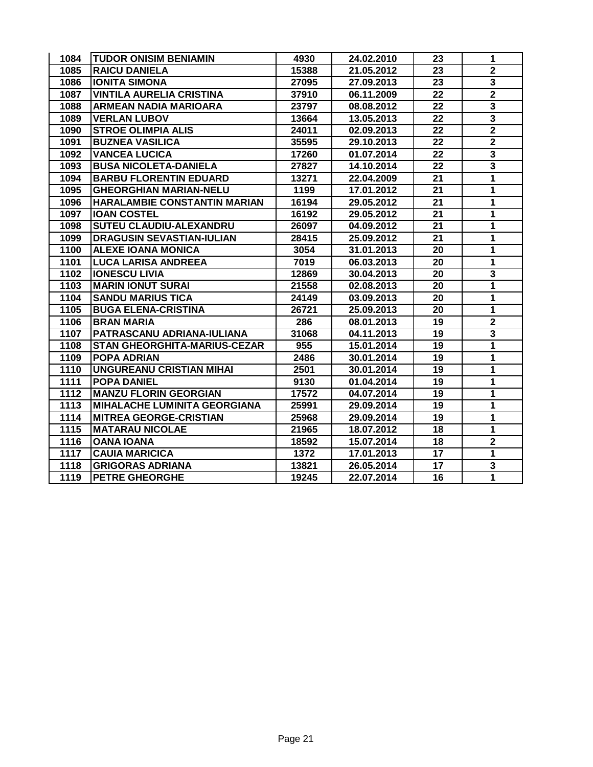| | | | | | |
|---|---|---|---|---|---|
| 1084 | TUDOR ONISIM BENIAMIN | 4930 | 24.02.2010 | 23 | 1 |
| 1085 | RAICU DANIELA | 15388 | 21.05.2012 | 23 | 2 |
| 1086 | IONITA SIMONA | 27095 | 27.09.2013 | 23 | 3 |
| 1087 | VINTILA AURELIA CRISTINA | 37910 | 06.11.2009 | 22 | 2 |
| 1088 | ARMEAN NADIA MARIOARA | 23797 | 08.08.2012 | 22 | 3 |
| 1089 | VERLAN LUBOV | 13664 | 13.05.2013 | 22 | 3 |
| 1090 | STROE OLIMPIA ALIS | 24011 | 02.09.2013 | 22 | 2 |
| 1091 | BUZNEA VASILICA | 35595 | 29.10.2013 | 22 | 2 |
| 1092 | VANCEA LUCICA | 17260 | 01.07.2014 | 22 | 3 |
| 1093 | BUSA NICOLETA-DANIELA | 27827 | 14.10.2014 | 22 | 3 |
| 1094 | BARBU FLORENTIN EDUARD | 13271 | 22.04.2009 | 21 | 1 |
| 1095 | GHEORGHIAN MARIAN-NELU | 1199 | 17.01.2012 | 21 | 1 |
| 1096 | HARALAMBIE CONSTANTIN MARIAN | 16194 | 29.05.2012 | 21 | 1 |
| 1097 | IOAN COSTEL | 16192 | 29.05.2012 | 21 | 1 |
| 1098 | SUTEU CLAUDIU-ALEXANDRU | 26097 | 04.09.2012 | 21 | 1 |
| 1099 | DRAGUSIN SEVASTIAN-IULIAN | 28415 | 25.09.2012 | 21 | 1 |
| 1100 | ALEXE IOANA MONICA | 3054 | 31.01.2013 | 20 | 1 |
| 1101 | LUCA LARISA ANDREEA | 7019 | 06.03.2013 | 20 | 1 |
| 1102 | IONESCU LIVIA | 12869 | 30.04.2013 | 20 | 3 |
| 1103 | MARIN IONUT SURAI | 21558 | 02.08.2013 | 20 | 1 |
| 1104 | SANDU MARIUS TICA | 24149 | 03.09.2013 | 20 | 1 |
| 1105 | BUGA ELENA-CRISTINA | 26721 | 25.09.2013 | 20 | 1 |
| 1106 | BRAN MARIA | 286 | 08.01.2013 | 19 | 2 |
| 1107 | PATRASCANU ADRIANA-IULIANA | 31068 | 04.11.2013 | 19 | 3 |
| 1108 | STAN GHEORGHITA-MARIUS-CEZAR | 955 | 15.01.2014 | 19 | 1 |
| 1109 | POPA ADRIAN | 2486 | 30.01.2014 | 19 | 1 |
| 1110 | UNGUREANU CRISTIAN MIHAI | 2501 | 30.01.2014 | 19 | 1 |
| 1111 | POPA DANIEL | 9130 | 01.04.2014 | 19 | 1 |
| 1112 | MANZU FLORIN GEORGIAN | 17572 | 04.07.2014 | 19 | 1 |
| 1113 | MIHALACHE LUMINITA GEORGIANA | 25991 | 29.09.2014 | 19 | 1 |
| 1114 | MITREA GEORGE-CRISTIAN | 25968 | 29.09.2014 | 19 | 1 |
| 1115 | MATARAU NICOLAE | 21965 | 18.07.2012 | 18 | 1 |
| 1116 | OANA IOANA | 18592 | 15.07.2014 | 18 | 2 |
| 1117 | CAUIA MARICICA | 1372 | 17.01.2013 | 17 | 1 |
| 1118 | GRIGORAS ADRIANA | 13821 | 26.05.2014 | 17 | 3 |
| 1119 | PETRE GHEORGHE | 19245 | 22.07.2014 | 16 | 1 |